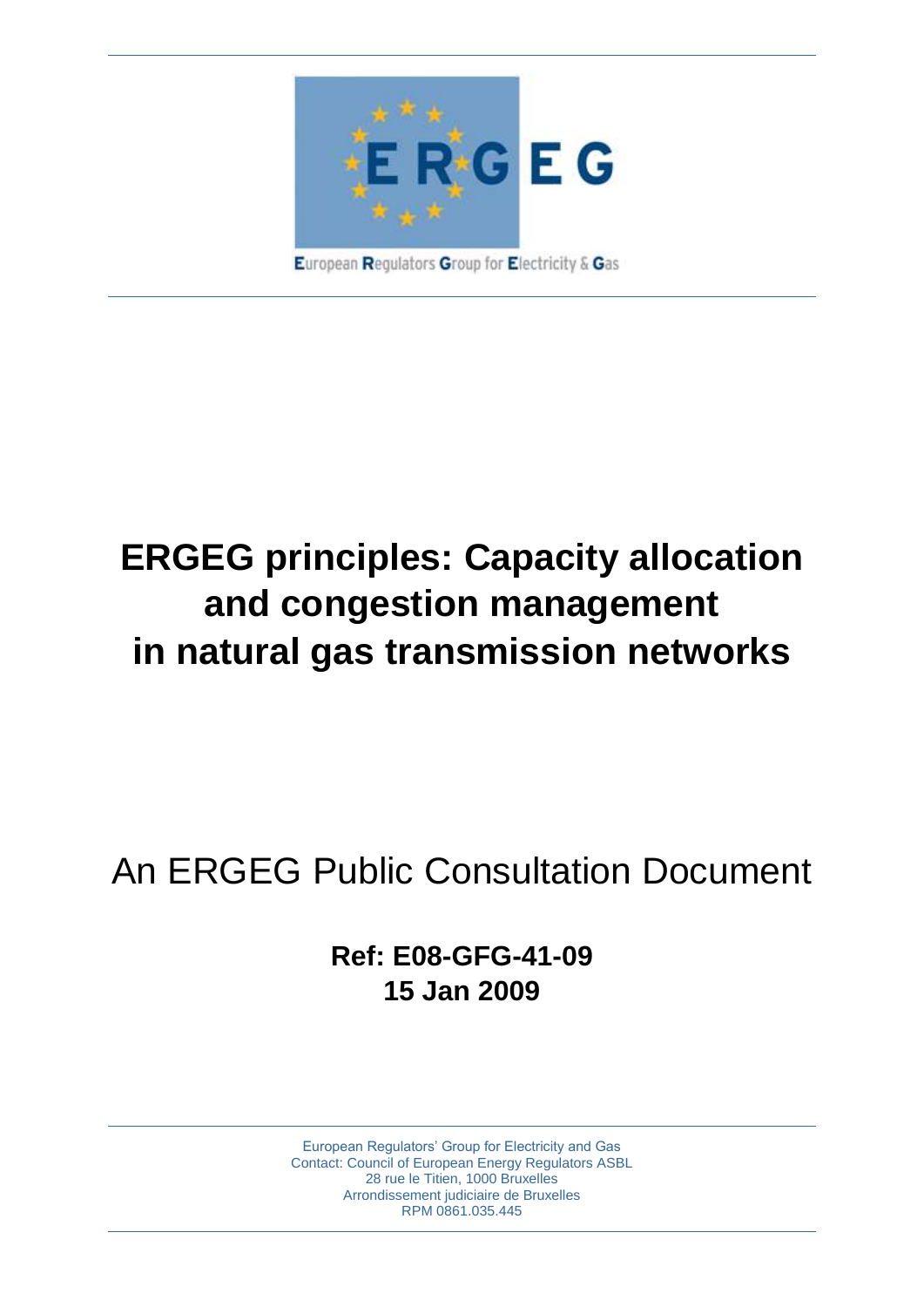European Regulators Group for Electricity & Gas

# ERGEG principles: Capacity allocation and congestion management in natural gas transmission networks

## An ERGEG Public Consultation Document

**Ref: E08-GFG-41-09**
**15 Jan 2009**

European Regulators' Group for Electricity and Gas
Contact: Council of European Energy Regulators ASBL
28 rue le Titien, 1000 Bruxelles
Arrondissement judiciaire de Bruxelles
RPM 0861.035.445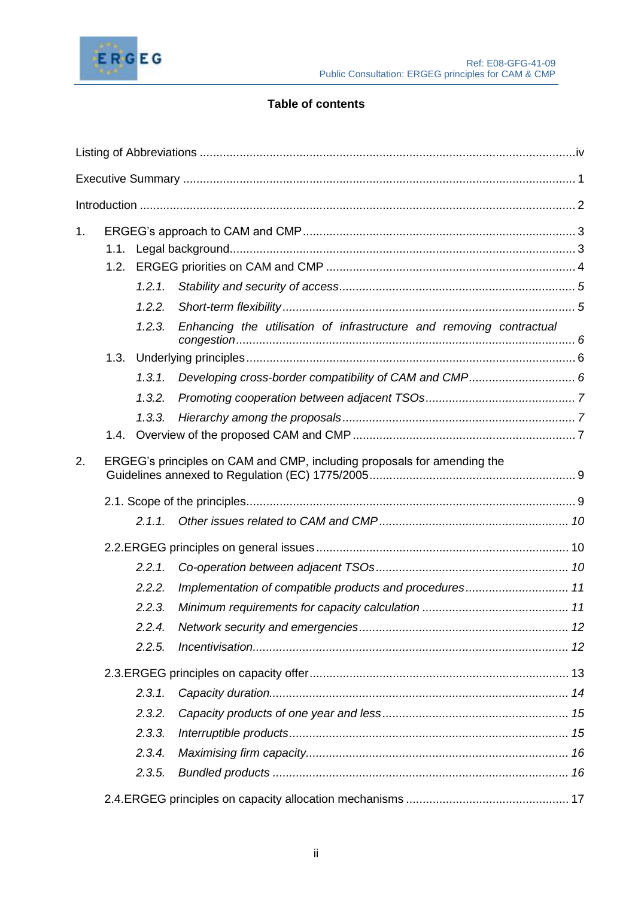## Table of contents

Listing of Abbreviations ....................................................................................................... iv

Executive Summary ............................................................................................................ 1

Introduction ......................................................................................................................... 2

1. ERGEG's approach to CAM and CMP ............................................................................ 3
   - 1.1. Legal background ....................................................................................................... 3
   - 1.2. ERGEG priorities on CAM and CMP .......................................................................... 4
     - *1.2.1. Stability and security of access* ........................................................................ *5*
     - *1.2.2. Short-term flexibility* ......................................................................................... *5*
     - *1.2.3. Enhancing the utilisation of infrastructure and removing contractual congestion* ......................................................................................................... *6*
   - 1.3. Underlying principles .................................................................................................. 6
     - *1.3.1. Developing cross-border compatibility of CAM and CMP* ................................ *6*
     - *1.3.2. Promoting cooperation between adjacent TSOs* ............................................. *7*
     - *1.3.3. Hierarchy among the proposals* ...................................................................... *7*
   - 1.4. Overview of the proposed CAM and CMP ................................................................. 7

2. ERGEG's principles on CAM and CMP, including proposals for amending the Guidelines annexed to Regulation (EC) 1775/2005 ............................................................. 9
   - 2.1. Scope of the principles ............................................................................................... 9
     - *2.1.1. Other issues related to CAM and CMP* ......................................................... *10*
   - 2.2. ERGEG principles on general issues ....................................................................... 10
     - *2.2.1. Co-operation between adjacent TSOs* .......................................................... *10*
     - *2.2.2. Implementation of compatible products and procedures* ............................... *11*
     - *2.2.3. Minimum requirements for capacity calculation* ............................................ *11*
     - *2.2.4. Network security and emergencies* ................................................................ *12*
     - *2.2.5. Incentivisation* ................................................................................................ *12*
   - 2.3. ERGEG principles on capacity offer ......................................................................... 13
     - *2.3.1. Capacity duration* ........................................................................................... *14*
     - *2.3.2. Capacity products of one year and less* ........................................................ *15*
     - *2.3.3. Interruptible products* ..................................................................................... *15*
     - *2.3.4. Maximising firm capacity* ................................................................................ *16*
     - *2.3.5. Bundled products* ........................................................................................... *16*
   - 2.4. ERGEG principles on capacity allocation mechanisms ............................................ 17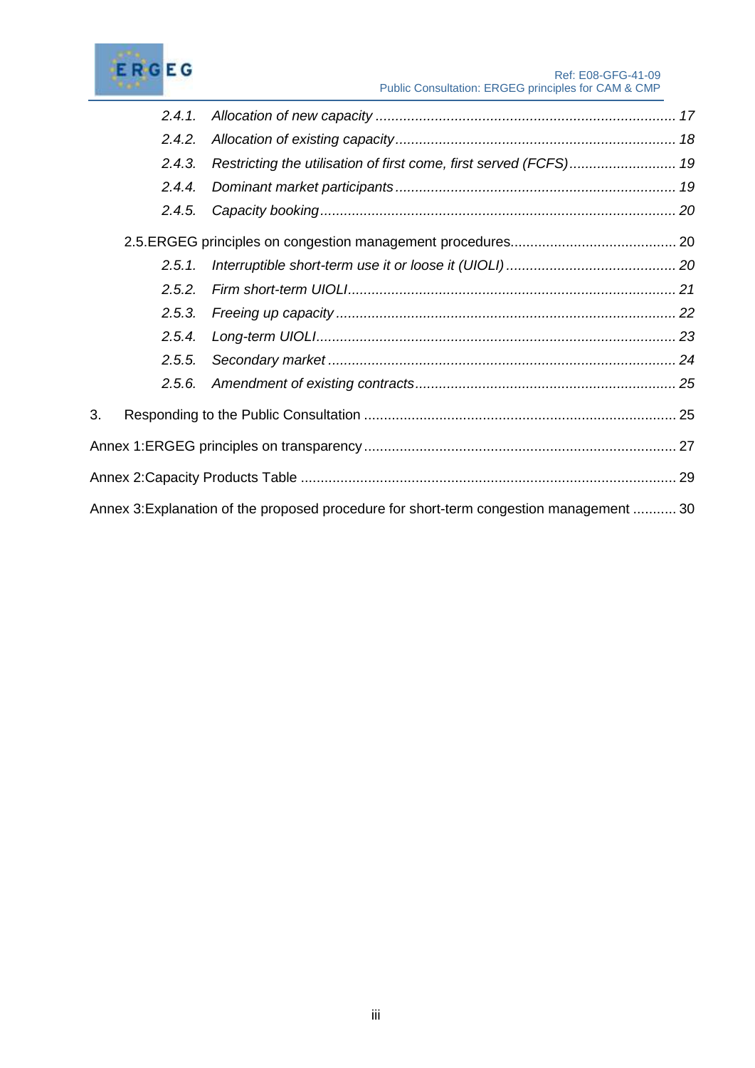*2.4.1. Allocation of new capacity ... 17*

*2.4.2. Allocation of existing capacity ... 18*

*2.4.3. Restricting the utilisation of first come, first served (FCFS) ... 19*

*2.4.4. Dominant market participants ... 19*

*2.4.5. Capacity booking ... 20*

2.5. ERGEG principles on congestion management procedures ... 20

*2.5.1. Interruptible short-term use it or loose it (UIOLI) ... 20*

*2.5.2. Firm short-term UIOLI ... 21*

*2.5.3. Freeing up capacity ... 22*

*2.5.4. Long-term UIOLI ... 23*

*2.5.5. Secondary market ... 24*

*2.5.6. Amendment of existing contracts ... 25*

3. Responding to the Public Consultation ... 25

Annex 1: ERGEG principles on transparency ... 27

Annex 2: Capacity Products Table ... 29

Annex 3: Explanation of the proposed procedure for short-term congestion management ... 30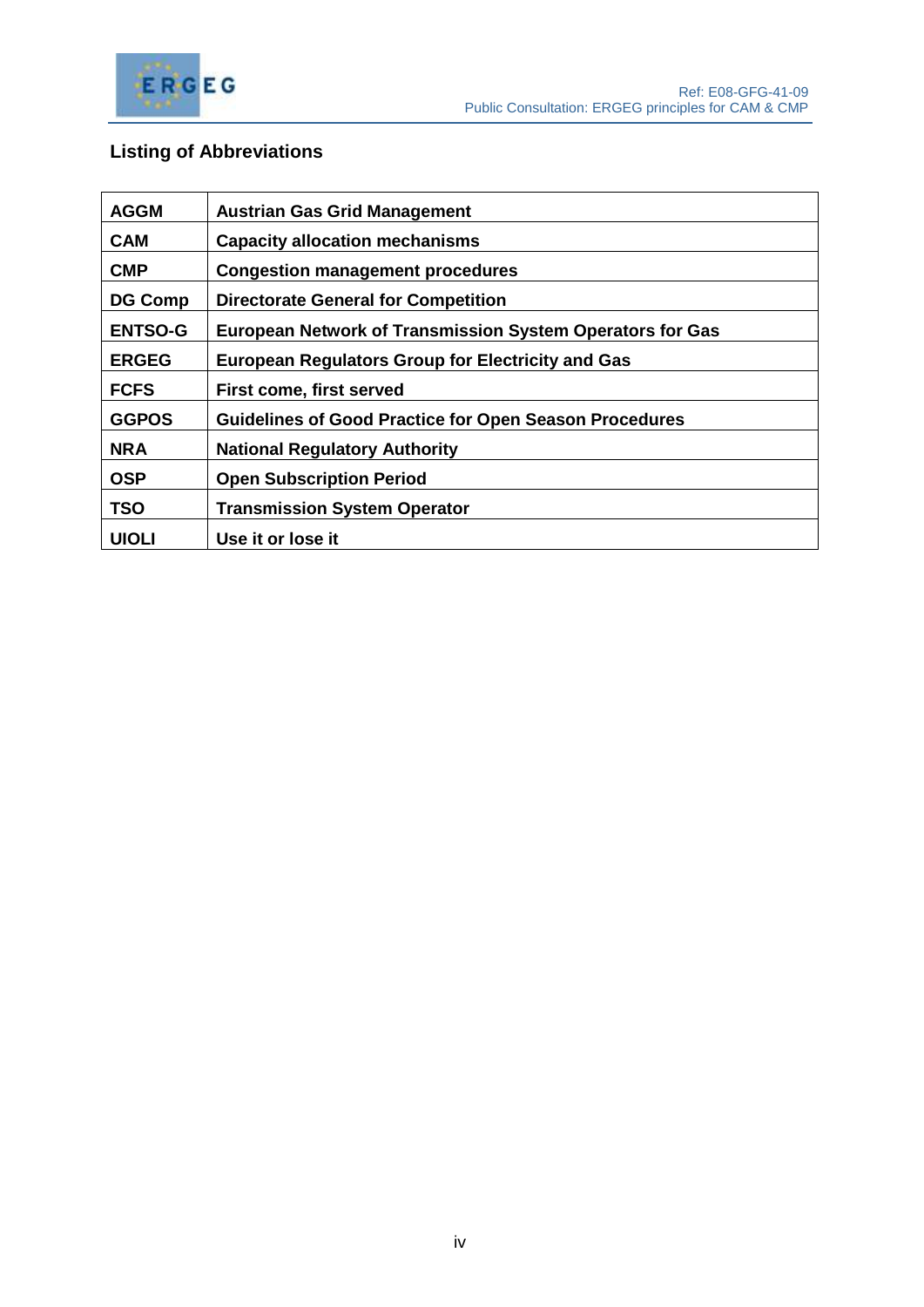## Listing of Abbreviations

| | |
|---|---|
| **AGGM** | **Austrian Gas Grid Management** |
| **CAM** | **Capacity allocation mechanisms** |
| **CMP** | **Congestion management procedures** |
| **DG Comp** | **Directorate General for Competition** |
| **ENTSO-G** | **European Network of Transmission System Operators for Gas** |
| **ERGEG** | **European Regulators Group for Electricity and Gas** |
| **FCFS** | **First come, first served** |
| **GGPOS** | **Guidelines of Good Practice for Open Season Procedures** |
| **NRA** | **National Regulatory Authority** |
| **OSP** | **Open Subscription Period** |
| **TSO** | **Transmission System Operator** |
| **UIOLI** | **Use it or lose it** |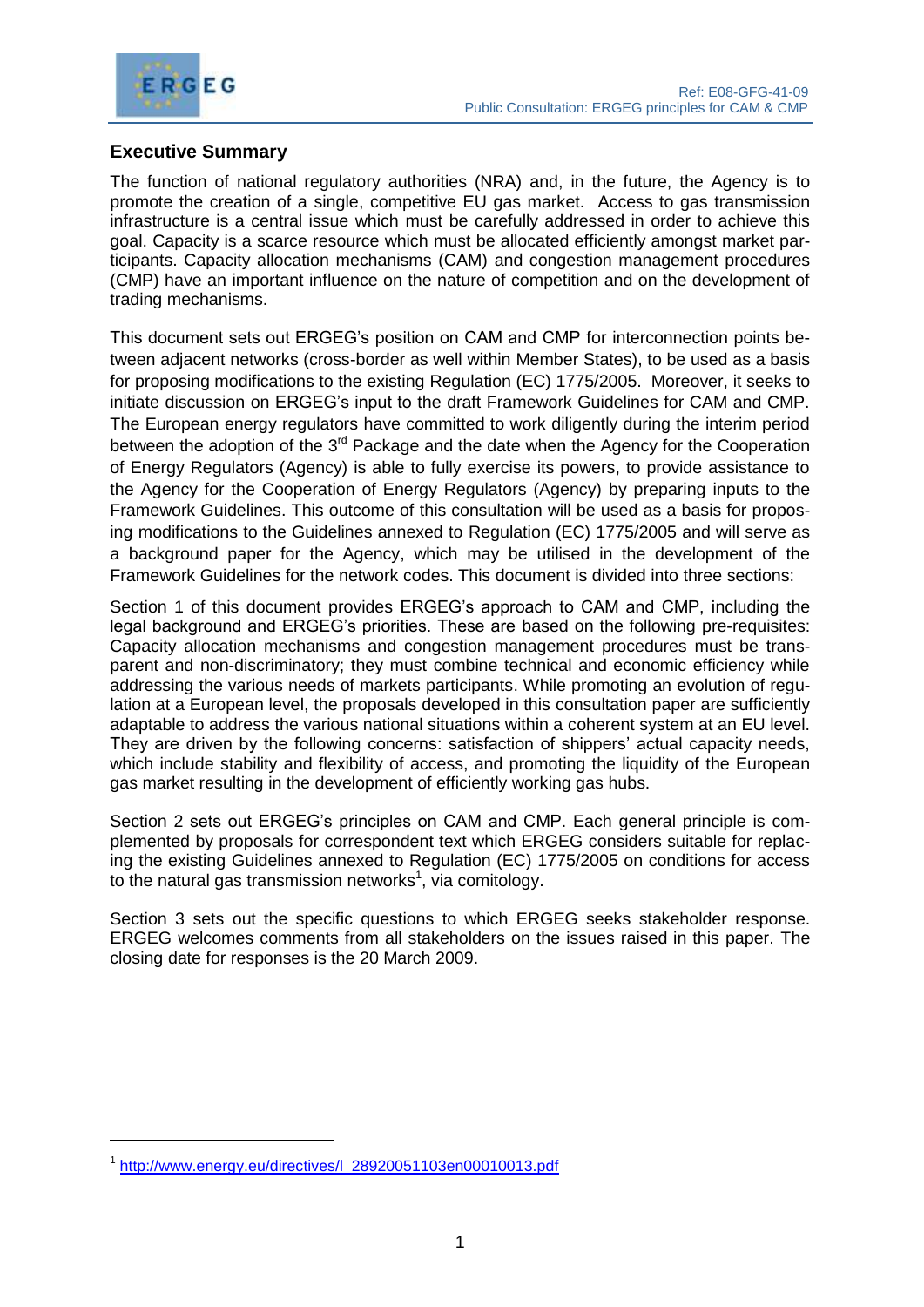## Executive Summary

The function of national regulatory authorities (NRA) and, in the future, the Agency is to promote the creation of a single, competitive EU gas market. Access to gas transmission infrastructure is a central issue which must be carefully addressed in order to achieve this goal. Capacity is a scarce resource which must be allocated efficiently amongst market participants. Capacity allocation mechanisms (CAM) and congestion management procedures (CMP) have an important influence on the nature of competition and on the development of trading mechanisms.

This document sets out ERGEG's position on CAM and CMP for interconnection points between adjacent networks (cross-border as well within Member States), to be used as a basis for proposing modifications to the existing Regulation (EC) 1775/2005. Moreover, it seeks to initiate discussion on ERGEG's input to the draft Framework Guidelines for CAM and CMP. The European energy regulators have committed to work diligently during the interim period between the adoption of the 3rd Package and the date when the Agency for the Cooperation of Energy Regulators (Agency) is able to fully exercise its powers, to provide assistance to the Agency for the Cooperation of Energy Regulators (Agency) by preparing inputs to the Framework Guidelines. This outcome of this consultation will be used as a basis for proposing modifications to the Guidelines annexed to Regulation (EC) 1775/2005 and will serve as a background paper for the Agency, which may be utilised in the development of the Framework Guidelines for the network codes. This document is divided into three sections:

Section 1 of this document provides ERGEG's approach to CAM and CMP, including the legal background and ERGEG's priorities. These are based on the following pre-requisites: Capacity allocation mechanisms and congestion management procedures must be transparent and non-discriminatory; they must combine technical and economic efficiency while addressing the various needs of markets participants. While promoting an evolution of regulation at a European level, the proposals developed in this consultation paper are sufficiently adaptable to address the various national situations within a coherent system at an EU level. They are driven by the following concerns: satisfaction of shippers' actual capacity needs, which include stability and flexibility of access, and promoting the liquidity of the European gas market resulting in the development of efficiently working gas hubs.

Section 2 sets out ERGEG's principles on CAM and CMP. Each general principle is complemented by proposals for correspondent text which ERGEG considers suitable for replacing the existing Guidelines annexed to Regulation (EC) 1775/2005 on conditions for access to the natural gas transmission networks[1], via comitology.

Section 3 sets out the specific questions to which ERGEG seeks stakeholder response. ERGEG welcomes comments from all stakeholders on the issues raised in this paper. The closing date for responses is the 20 March 2009.

---

[1] http://www.energy.eu/directives/l_28920051103en00010013.pdf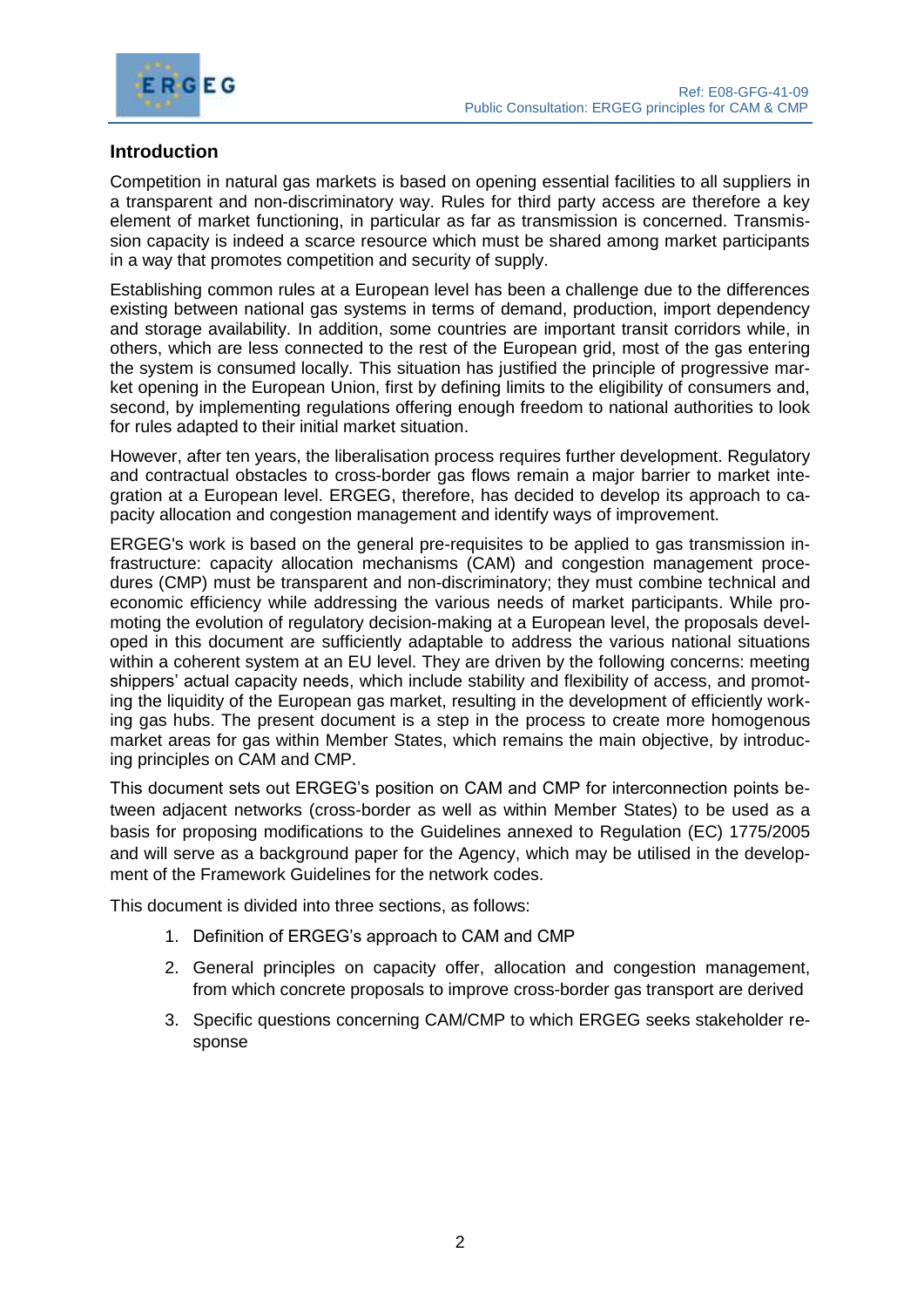## Introduction

Competition in natural gas markets is based on opening essential facilities to all suppliers in a transparent and non-discriminatory way. Rules for third party access are therefore a key element of market functioning, in particular as far as transmission is concerned. Transmission capacity is indeed a scarce resource which must be shared among market participants in a way that promotes competition and security of supply.

Establishing common rules at a European level has been a challenge due to the differences existing between national gas systems in terms of demand, production, import dependency and storage availability. In addition, some countries are important transit corridors while, in others, which are less connected to the rest of the European grid, most of the gas entering the system is consumed locally. This situation has justified the principle of progressive market opening in the European Union, first by defining limits to the eligibility of consumers and, second, by implementing regulations offering enough freedom to national authorities to look for rules adapted to their initial market situation.

However, after ten years, the liberalisation process requires further development. Regulatory and contractual obstacles to cross-border gas flows remain a major barrier to market integration at a European level. ERGEG, therefore, has decided to develop its approach to capacity allocation and congestion management and identify ways of improvement.

ERGEG's work is based on the general pre-requisites to be applied to gas transmission infrastructure: capacity allocation mechanisms (CAM) and congestion management procedures (CMP) must be transparent and non-discriminatory; they must combine technical and economic efficiency while addressing the various needs of market participants. While promoting the evolution of regulatory decision-making at a European level, the proposals developed in this document are sufficiently adaptable to address the various national situations within a coherent system at an EU level. They are driven by the following concerns: meeting shippers' actual capacity needs, which include stability and flexibility of access, and promoting the liquidity of the European gas market, resulting in the development of efficiently working gas hubs. The present document is a step in the process to create more homogenous market areas for gas within Member States, which remains the main objective, by introducing principles on CAM and CMP.

This document sets out ERGEG's position on CAM and CMP for interconnection points between adjacent networks (cross-border as well as within Member States) to be used as a basis for proposing modifications to the Guidelines annexed to Regulation (EC) 1775/2005 and will serve as a background paper for the Agency, which may be utilised in the development of the Framework Guidelines for the network codes.

This document is divided into three sections, as follows:

1. Definition of ERGEG's approach to CAM and CMP
2. General principles on capacity offer, allocation and congestion management, from which concrete proposals to improve cross-border gas transport are derived
3. Specific questions concerning CAM/CMP to which ERGEG seeks stakeholder response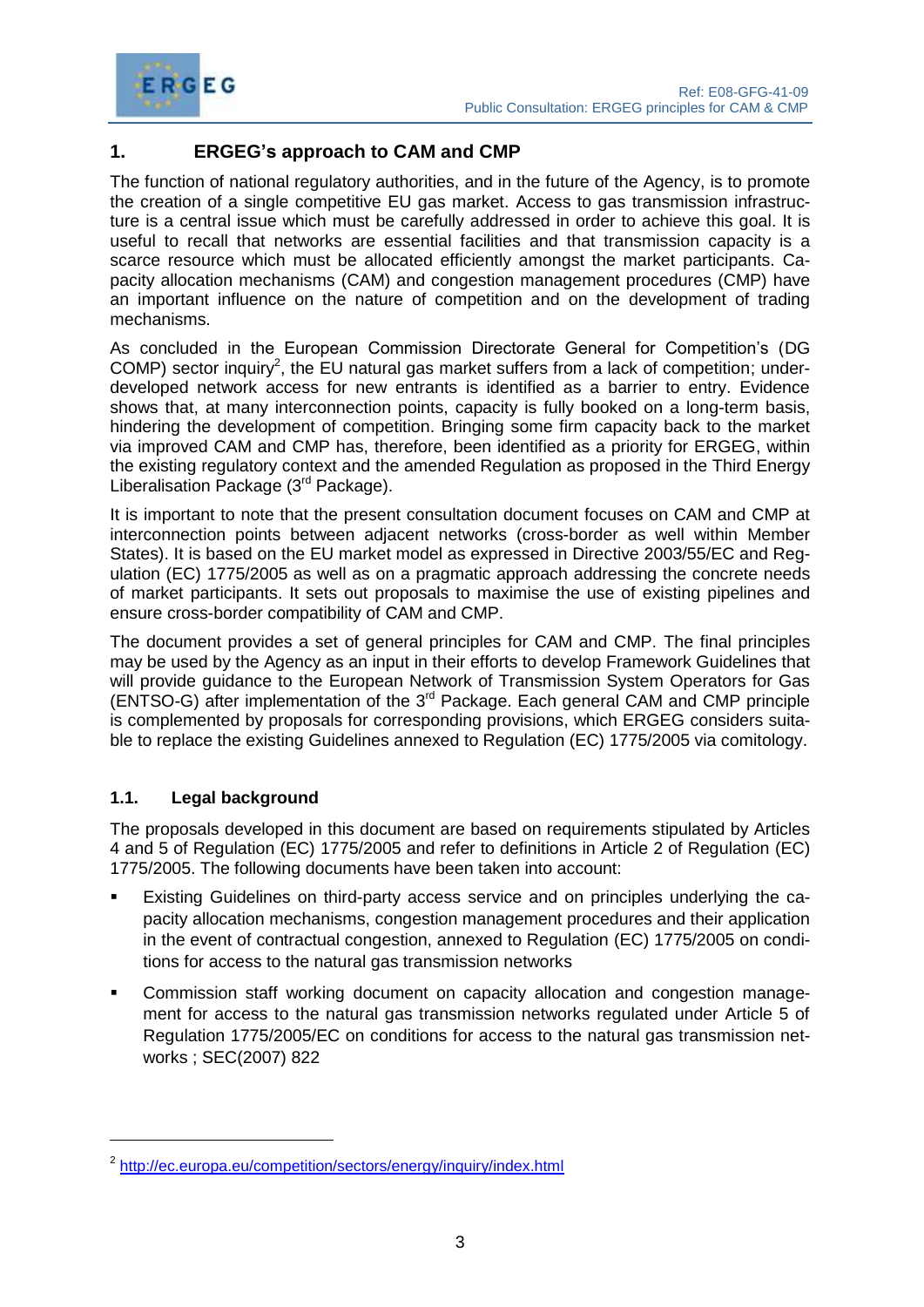# 1. ERGEG's approach to CAM and CMP

The function of national regulatory authorities, and in the future of the Agency, is to promote the creation of a single competitive EU gas market. Access to gas transmission infrastructure is a central issue which must be carefully addressed in order to achieve this goal. It is useful to recall that networks are essential facilities and that transmission capacity is a scarce resource which must be allocated efficiently amongst the market participants. Capacity allocation mechanisms (CAM) and congestion management procedures (CMP) have an important influence on the nature of competition and on the development of trading mechanisms.

As concluded in the European Commission Directorate General for Competition's (DG COMP) sector inquiry[2], the EU natural gas market suffers from a lack of competition; underdeveloped network access for new entrants is identified as a barrier to entry. Evidence shows that, at many interconnection points, capacity is fully booked on a long-term basis, hindering the development of competition. Bringing some firm capacity back to the market via improved CAM and CMP has, therefore, been identified as a priority for ERGEG, within the existing regulatory context and the amended Regulation as proposed in the Third Energy Liberalisation Package (3rd Package).

It is important to note that the present consultation document focuses on CAM and CMP at interconnection points between adjacent networks (cross-border as well within Member States). It is based on the EU market model as expressed in Directive 2003/55/EC and Regulation (EC) 1775/2005 as well as on a pragmatic approach addressing the concrete needs of market participants. It sets out proposals to maximise the use of existing pipelines and ensure cross-border compatibility of CAM and CMP.

The document provides a set of general principles for CAM and CMP. The final principles may be used by the Agency as an input in their efforts to develop Framework Guidelines that will provide guidance to the European Network of Transmission System Operators for Gas (ENTSO-G) after implementation of the 3rd Package. Each general CAM and CMP principle is complemented by proposals for corresponding provisions, which ERGEG considers suitable to replace the existing Guidelines annexed to Regulation (EC) 1775/2005 via comitology.

## 1.1. Legal background

The proposals developed in this document are based on requirements stipulated by Articles 4 and 5 of Regulation (EC) 1775/2005 and refer to definitions in Article 2 of Regulation (EC) 1775/2005. The following documents have been taken into account:

- Existing Guidelines on third-party access service and on principles underlying the capacity allocation mechanisms, congestion management procedures and their application in the event of contractual congestion, annexed to Regulation (EC) 1775/2005 on conditions for access to the natural gas transmission networks
- Commission staff working document on capacity allocation and congestion management for access to the natural gas transmission networks regulated under Article 5 of Regulation 1775/2005/EC on conditions for access to the natural gas transmission networks ; SEC(2007) 822

---

[2] http://ec.europa.eu/competition/sectors/energy/inquiry/index.html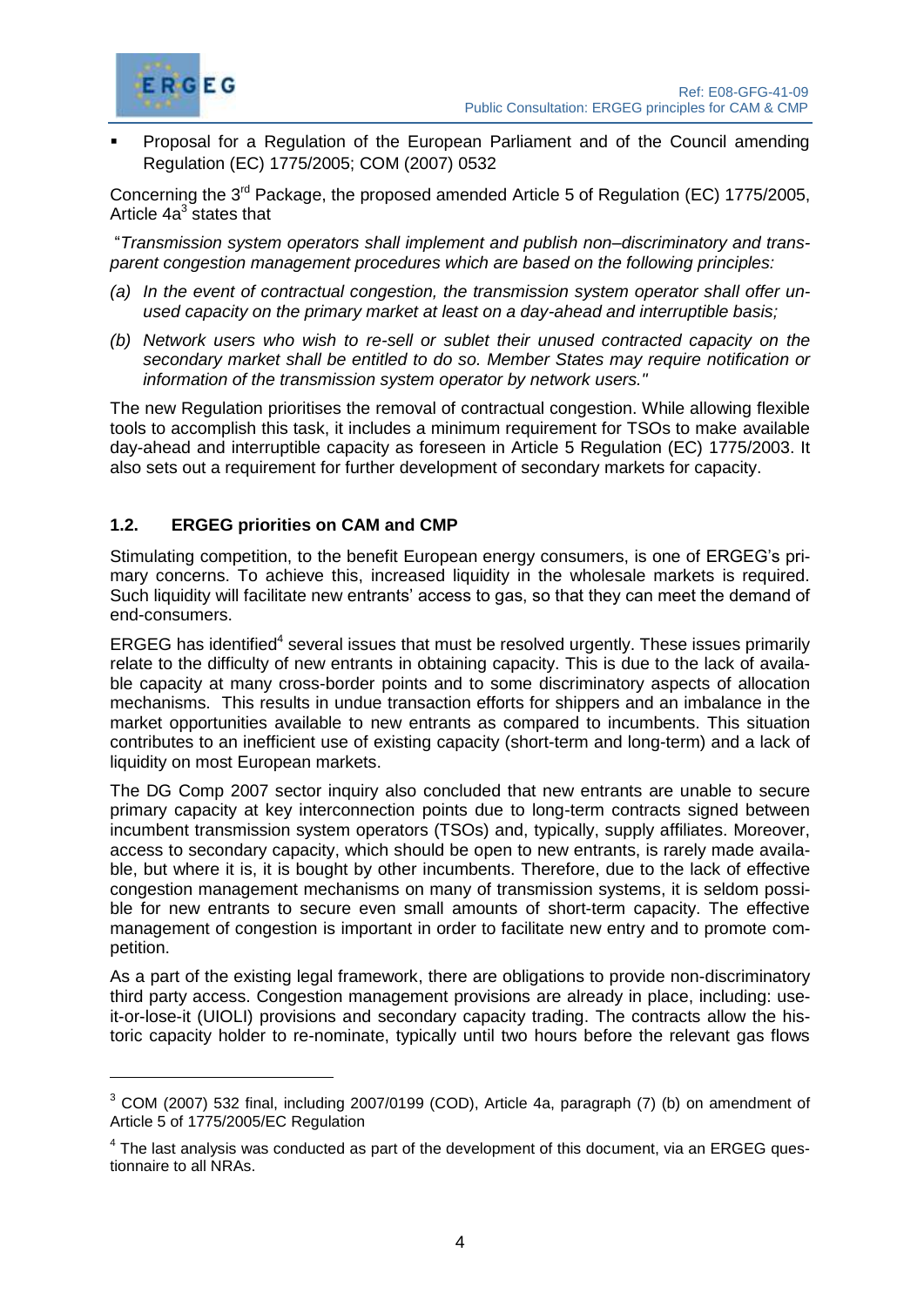- Proposal for a Regulation of the European Parliament and of the Council amending Regulation (EC) 1775/2005; COM (2007) 0532

Concerning the 3rd Package, the proposed amended Article 5 of Regulation (EC) 1775/2005, Article 4a[3] states that

"*Transmission system operators shall implement and publish non–discriminatory and transparent congestion management procedures which are based on the following principles:*

*(a) In the event of contractual congestion, the transmission system operator shall offer unused capacity on the primary market at least on a day-ahead and interruptible basis;*

*(b) Network users who wish to re-sell or sublet their unused contracted capacity on the secondary market shall be entitled to do so. Member States may require notification or information of the transmission system operator by network users."*

The new Regulation prioritises the removal of contractual congestion. While allowing flexible tools to accomplish this task, it includes a minimum requirement for TSOs to make available day-ahead and interruptible capacity as foreseen in Article 5 Regulation (EC) 1775/2003. It also sets out a requirement for further development of secondary markets for capacity.

## 1.2. ERGEG priorities on CAM and CMP

Stimulating competition, to the benefit European energy consumers, is one of ERGEG's primary concerns. To achieve this, increased liquidity in the wholesale markets is required. Such liquidity will facilitate new entrants' access to gas, so that they can meet the demand of end-consumers.

ERGEG has identified[4] several issues that must be resolved urgently. These issues primarily relate to the difficulty of new entrants in obtaining capacity. This is due to the lack of available capacity at many cross-border points and to some discriminatory aspects of allocation mechanisms. This results in undue transaction efforts for shippers and an imbalance in the market opportunities available to new entrants as compared to incumbents. This situation contributes to an inefficient use of existing capacity (short-term and long-term) and a lack of liquidity on most European markets.

The DG Comp 2007 sector inquiry also concluded that new entrants are unable to secure primary capacity at key interconnection points due to long-term contracts signed between incumbent transmission system operators (TSOs) and, typically, supply affiliates. Moreover, access to secondary capacity, which should be open to new entrants, is rarely made available, but where it is, it is bought by other incumbents. Therefore, due to the lack of effective congestion management mechanisms on many of transmission systems, it is seldom possible for new entrants to secure even small amounts of short-term capacity. The effective management of congestion is important in order to facilitate new entry and to promote competition.

As a part of the existing legal framework, there are obligations to provide non-discriminatory third party access. Congestion management provisions are already in place, including: use-it-or-lose-it (UIOLI) provisions and secondary capacity trading. The contracts allow the historic capacity holder to re-nominate, typically until two hours before the relevant gas flows

---

[3] COM (2007) 532 final, including 2007/0199 (COD), Article 4a, paragraph (7) (b) on amendment of Article 5 of 1775/2005/EC Regulation

[4] The last analysis was conducted as part of the development of this document, via an ERGEG questionnaire to all NRAs.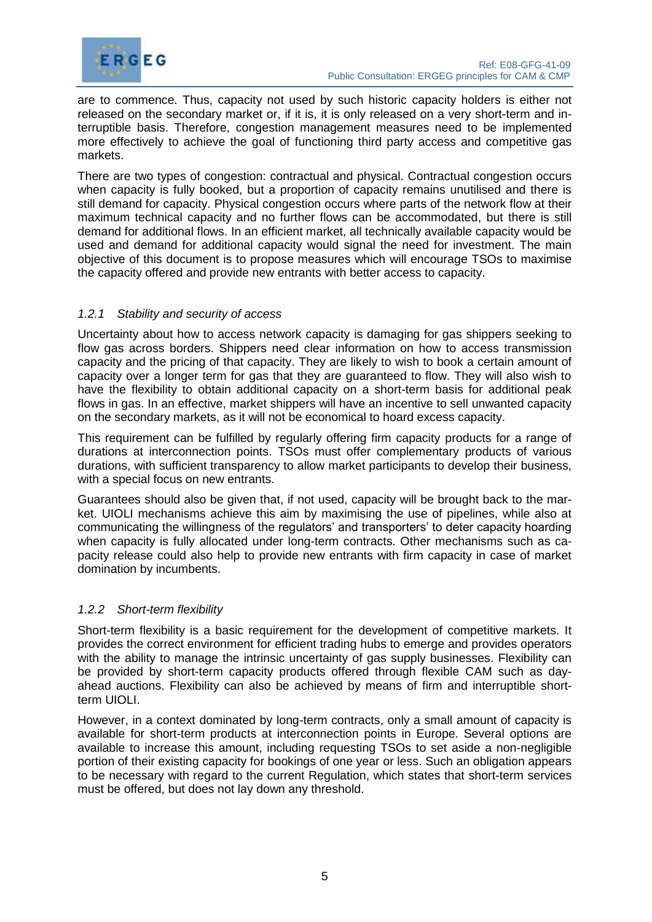are to commence. Thus, capacity not used by such historic capacity holders is either not released on the secondary market or, if it is, it is only released on a very short-term and interruptible basis. Therefore, congestion management measures need to be implemented more effectively to achieve the goal of functioning third party access and competitive gas markets.

There are two types of congestion: contractual and physical. Contractual congestion occurs when capacity is fully booked, but a proportion of capacity remains unutilised and there is still demand for capacity. Physical congestion occurs where parts of the network flow at their maximum technical capacity and no further flows can be accommodated, but there is still demand for additional flows. In an efficient market, all technically available capacity would be used and demand for additional capacity would signal the need for investment. The main objective of this document is to propose measures which will encourage TSOs to maximise the capacity offered and provide new entrants with better access to capacity.

### *1.2.1 Stability and security of access*

Uncertainty about how to access network capacity is damaging for gas shippers seeking to flow gas across borders. Shippers need clear information on how to access transmission capacity and the pricing of that capacity. They are likely to wish to book a certain amount of capacity over a longer term for gas that they are guaranteed to flow. They will also wish to have the flexibility to obtain additional capacity on a short-term basis for additional peak flows in gas. In an effective, market shippers will have an incentive to sell unwanted capacity on the secondary markets, as it will not be economical to hoard excess capacity.

This requirement can be fulfilled by regularly offering firm capacity products for a range of durations at interconnection points. TSOs must offer complementary products of various durations, with sufficient transparency to allow market participants to develop their business, with a special focus on new entrants.

Guarantees should also be given that, if not used, capacity will be brought back to the market. UIOLI mechanisms achieve this aim by maximising the use of pipelines, while also at communicating the willingness of the regulators' and transporters' to deter capacity hoarding when capacity is fully allocated under long-term contracts. Other mechanisms such as capacity release could also help to provide new entrants with firm capacity in case of market domination by incumbents.

### *1.2.2 Short-term flexibility*

Short-term flexibility is a basic requirement for the development of competitive markets. It provides the correct environment for efficient trading hubs to emerge and provides operators with the ability to manage the intrinsic uncertainty of gas supply businesses. Flexibility can be provided by short-term capacity products offered through flexible CAM such as day-ahead auctions. Flexibility can also be achieved by means of firm and interruptible short-term UIOLI.

However, in a context dominated by long-term contracts, only a small amount of capacity is available for short-term products at interconnection points in Europe. Several options are available to increase this amount, including requesting TSOs to set aside a non-negligible portion of their existing capacity for bookings of one year or less. Such an obligation appears to be necessary with regard to the current Regulation, which states that short-term services must be offered, but does not lay down any threshold.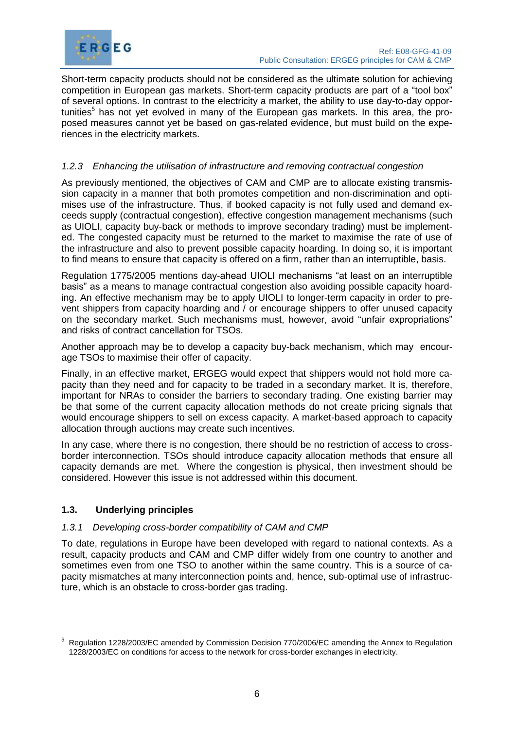Short-term capacity products should not be considered as the ultimate solution for achieving competition in European gas markets. Short-term capacity products are part of a "tool box" of several options. In contrast to the electricity a market, the ability to use day-to-day opportunities[5] has not yet evolved in many of the European gas markets. In this area, the proposed measures cannot yet be based on gas-related evidence, but must build on the experiences in the electricity markets.

### *1.2.3 Enhancing the utilisation of infrastructure and removing contractual congestion*

As previously mentioned, the objectives of CAM and CMP are to allocate existing transmission capacity in a manner that both promotes competition and non-discrimination and optimises use of the infrastructure. Thus, if booked capacity is not fully used and demand exceeds supply (contractual congestion), effective congestion management mechanisms (such as UIOLI, capacity buy-back or methods to improve secondary trading) must be implemented. The congested capacity must be returned to the market to maximise the rate of use of the infrastructure and also to prevent possible capacity hoarding. In doing so, it is important to find means to ensure that capacity is offered on a firm, rather than an interruptible, basis.

Regulation 1775/2005 mentions day-ahead UIOLI mechanisms "at least on an interruptible basis" as a means to manage contractual congestion also avoiding possible capacity hoarding. An effective mechanism may be to apply UIOLI to longer-term capacity in order to prevent shippers from capacity hoarding and / or encourage shippers to offer unused capacity on the secondary market. Such mechanisms must, however, avoid "unfair expropriations" and risks of contract cancellation for TSOs.

Another approach may be to develop a capacity buy-back mechanism, which may encourage TSOs to maximise their offer of capacity.

Finally, in an effective market, ERGEG would expect that shippers would not hold more capacity than they need and for capacity to be traded in a secondary market. It is, therefore, important for NRAs to consider the barriers to secondary trading. One existing barrier may be that some of the current capacity allocation methods do not create pricing signals that would encourage shippers to sell on excess capacity. A market-based approach to capacity allocation through auctions may create such incentives.

In any case, where there is no congestion, there should be no restriction of access to cross-border interconnection. TSOs should introduce capacity allocation methods that ensure all capacity demands are met. Where the congestion is physical, then investment should be considered. However this issue is not addressed within this document.

## **1.3. Underlying principles**

### *1.3.1 Developing cross-border compatibility of CAM and CMP*

To date, regulations in Europe have been developed with regard to national contexts. As a result, capacity products and CAM and CMP differ widely from one country to another and sometimes even from one TSO to another within the same country. This is a source of capacity mismatches at many interconnection points and, hence, sub-optimal use of infrastructure, which is an obstacle to cross-border gas trading.

---

[5] Regulation 1228/2003/EC amended by Commission Decision 770/2006/EC amending the Annex to Regulation 1228/2003/EC on conditions for access to the network for cross-border exchanges in electricity.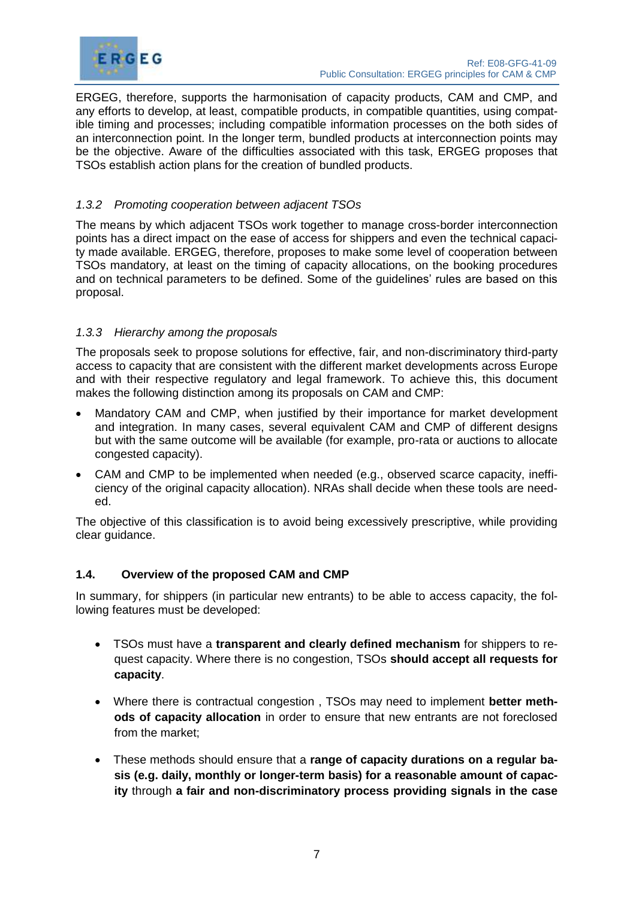ERGEG, therefore, supports the harmonisation of capacity products, CAM and CMP, and any efforts to develop, at least, compatible products, in compatible quantities, using compatible timing and processes; including compatible information processes on the both sides of an interconnection point. In the longer term, bundled products at interconnection points may be the objective. Aware of the difficulties associated with this task, ERGEG proposes that TSOs establish action plans for the creation of bundled products.

### *1.3.2 Promoting cooperation between adjacent TSOs*

The means by which adjacent TSOs work together to manage cross-border interconnection points has a direct impact on the ease of access for shippers and even the technical capacity made available. ERGEG, therefore, proposes to make some level of cooperation between TSOs mandatory, at least on the timing of capacity allocations, on the booking procedures and on technical parameters to be defined. Some of the guidelines' rules are based on this proposal.

### *1.3.3 Hierarchy among the proposals*

The proposals seek to propose solutions for effective, fair, and non-discriminatory third-party access to capacity that are consistent with the different market developments across Europe and with their respective regulatory and legal framework. To achieve this, this document makes the following distinction among its proposals on CAM and CMP:

- Mandatory CAM and CMP, when justified by their importance for market development and integration. In many cases, several equivalent CAM and CMP of different designs but with the same outcome will be available (for example, pro-rata or auctions to allocate congested capacity).
- CAM and CMP to be implemented when needed (e.g., observed scarce capacity, inefficiency of the original capacity allocation). NRAs shall decide when these tools are needed.

The objective of this classification is to avoid being excessively prescriptive, while providing clear guidance.

## 1.4. Overview of the proposed CAM and CMP

In summary, for shippers (in particular new entrants) to be able to access capacity, the following features must be developed:

- TSOs must have a **transparent and clearly defined mechanism** for shippers to request capacity. Where there is no congestion, TSOs **should accept all requests for capacity**.
- Where there is contractual congestion , TSOs may need to implement **better methods of capacity allocation** in order to ensure that new entrants are not foreclosed from the market;
- These methods should ensure that a **range of capacity durations on a regular basis (e.g. daily, monthly or longer-term basis) for a reasonable amount of capacity** through **a fair and non-discriminatory process providing signals in the case**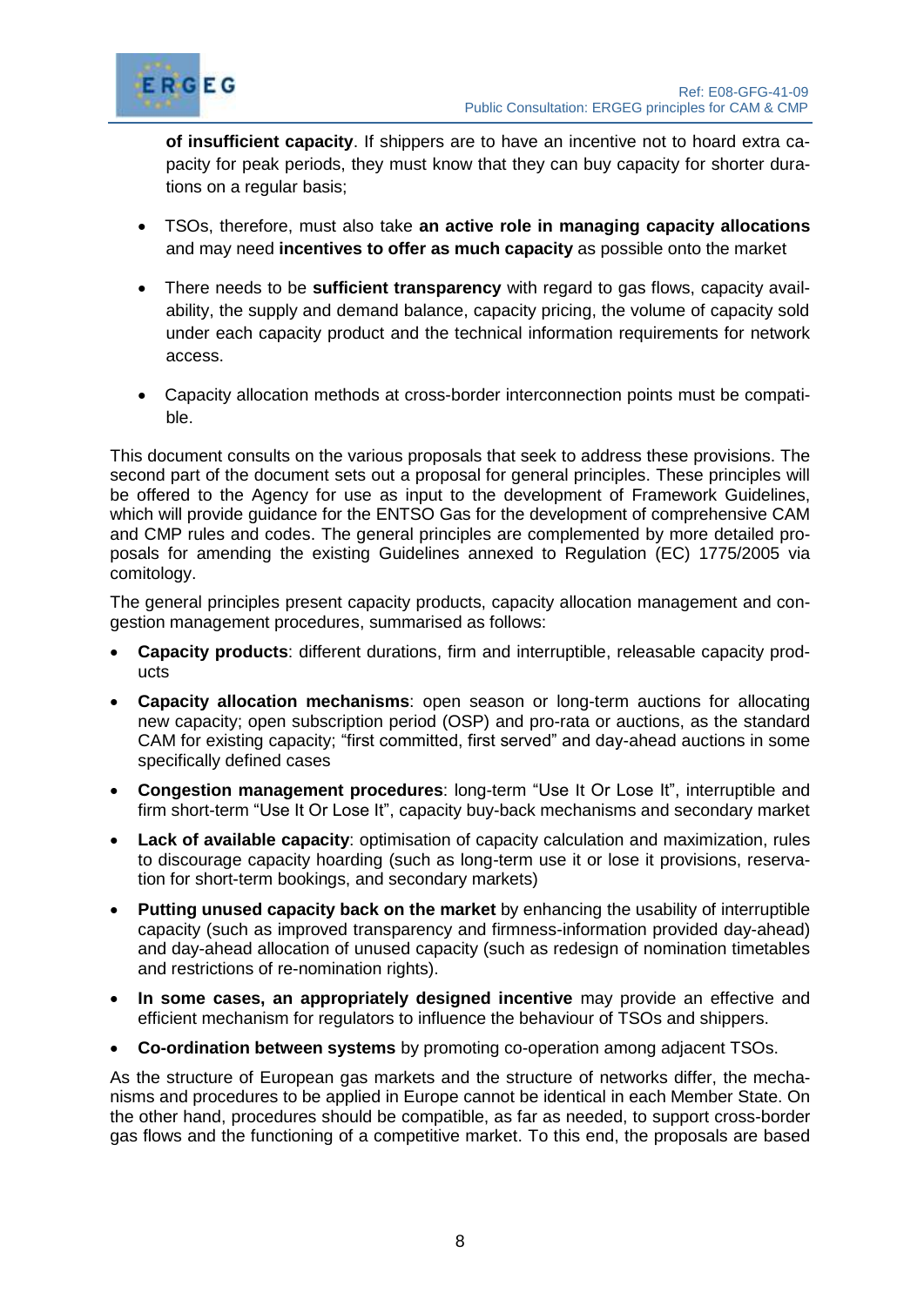**of insufficient capacity**. If shippers are to have an incentive not to hoard extra capacity for peak periods, they must know that they can buy capacity for shorter durations on a regular basis;

- TSOs, therefore, must also take **an active role in managing capacity allocations** and may need **incentives to offer as much capacity** as possible onto the market
- There needs to be **sufficient transparency** with regard to gas flows, capacity availability, the supply and demand balance, capacity pricing, the volume of capacity sold under each capacity product and the technical information requirements for network access.
- Capacity allocation methods at cross-border interconnection points must be compatible.

This document consults on the various proposals that seek to address these provisions. The second part of the document sets out a proposal for general principles. These principles will be offered to the Agency for use as input to the development of Framework Guidelines, which will provide guidance for the ENTSO Gas for the development of comprehensive CAM and CMP rules and codes. The general principles are complemented by more detailed proposals for amending the existing Guidelines annexed to Regulation (EC) 1775/2005 via comitology.

The general principles present capacity products, capacity allocation management and congestion management procedures, summarised as follows:

- **Capacity products**: different durations, firm and interruptible, releasable capacity products
- **Capacity allocation mechanisms**: open season or long-term auctions for allocating new capacity; open subscription period (OSP) and pro-rata or auctions, as the standard CAM for existing capacity; "first committed, first served" and day-ahead auctions in some specifically defined cases
- **Congestion management procedures**: long-term "Use It Or Lose It", interruptible and firm short-term "Use It Or Lose It", capacity buy-back mechanisms and secondary market
- **Lack of available capacity**: optimisation of capacity calculation and maximization, rules to discourage capacity hoarding (such as long-term use it or lose it provisions, reservation for short-term bookings, and secondary markets)
- **Putting unused capacity back on the market** by enhancing the usability of interruptible capacity (such as improved transparency and firmness-information provided day-ahead) and day-ahead allocation of unused capacity (such as redesign of nomination timetables and restrictions of re-nomination rights).
- **In some cases, an appropriately designed incentive** may provide an effective and efficient mechanism for regulators to influence the behaviour of TSOs and shippers.
- **Co-ordination between systems** by promoting co-operation among adjacent TSOs.

As the structure of European gas markets and the structure of networks differ, the mechanisms and procedures to be applied in Europe cannot be identical in each Member State. On the other hand, procedures should be compatible, as far as needed, to support cross-border gas flows and the functioning of a competitive market. To this end, the proposals are based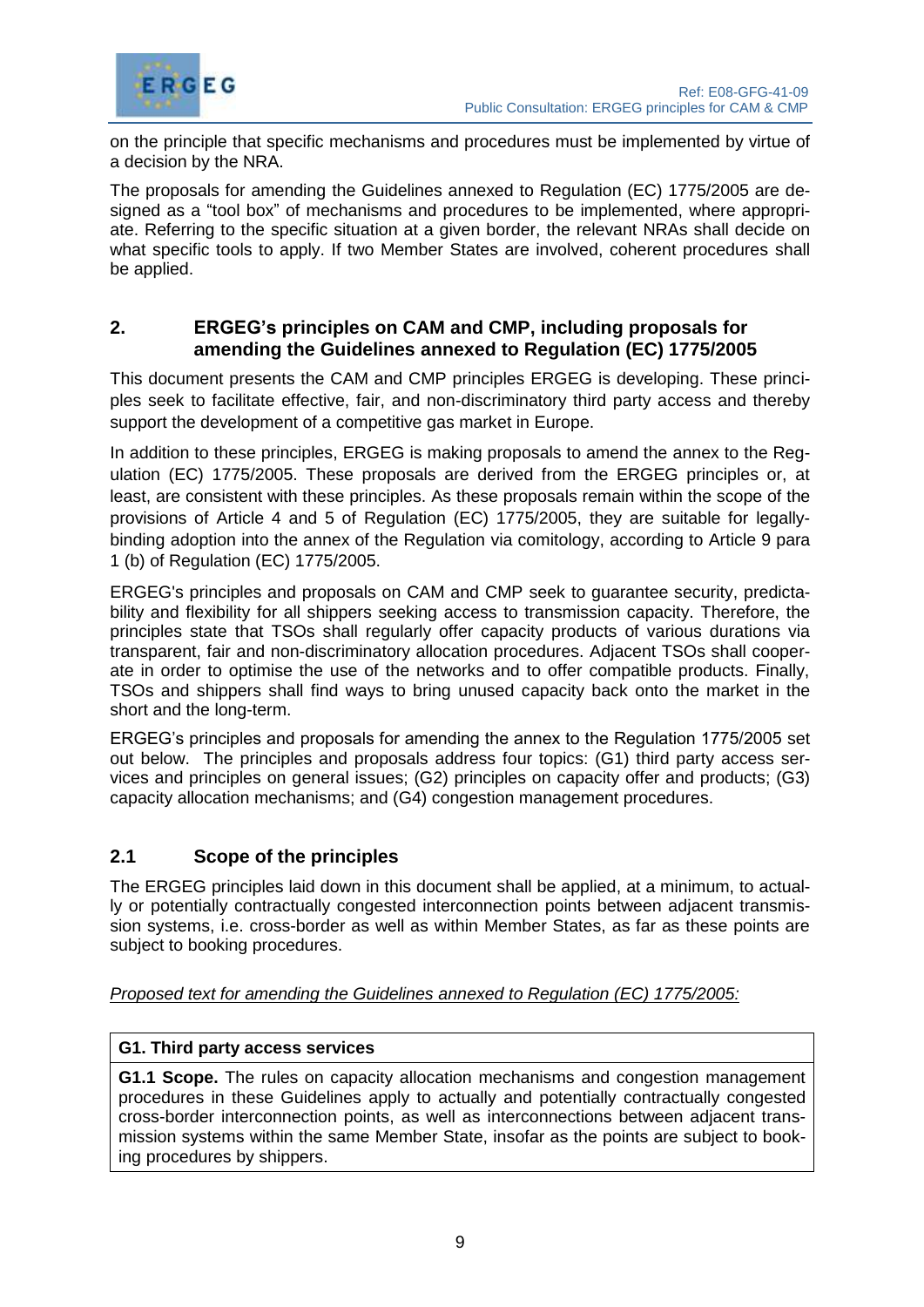on the principle that specific mechanisms and procedures must be implemented by virtue of a decision by the NRA.

The proposals for amending the Guidelines annexed to Regulation (EC) 1775/2005 are designed as a "tool box" of mechanisms and procedures to be implemented, where appropriate. Referring to the specific situation at a given border, the relevant NRAs shall decide on what specific tools to apply. If two Member States are involved, coherent procedures shall be applied.

## 2. ERGEG's principles on CAM and CMP, including proposals for amending the Guidelines annexed to Regulation (EC) 1775/2005

This document presents the CAM and CMP principles ERGEG is developing. These principles seek to facilitate effective, fair, and non-discriminatory third party access and thereby support the development of a competitive gas market in Europe.

In addition to these principles, ERGEG is making proposals to amend the annex to the Regulation (EC) 1775/2005. These proposals are derived from the ERGEG principles or, at least, are consistent with these principles. As these proposals remain within the scope of the provisions of Article 4 and 5 of Regulation (EC) 1775/2005, they are suitable for legally-binding adoption into the annex of the Regulation via comitology, according to Article 9 para 1 (b) of Regulation (EC) 1775/2005.

ERGEG's principles and proposals on CAM and CMP seek to guarantee security, predictability and flexibility for all shippers seeking access to transmission capacity. Therefore, the principles state that TSOs shall regularly offer capacity products of various durations via transparent, fair and non-discriminatory allocation procedures. Adjacent TSOs shall cooperate in order to optimise the use of the networks and to offer compatible products. Finally, TSOs and shippers shall find ways to bring unused capacity back onto the market in the short and the long-term.

ERGEG's principles and proposals for amending the annex to the Regulation 1775/2005 set out below. The principles and proposals address four topics: (G1) third party access services and principles on general issues; (G2) principles on capacity offer and products; (G3) capacity allocation mechanisms; and (G4) congestion management procedures.

### 2.1 Scope of the principles

The ERGEG principles laid down in this document shall be applied, at a minimum, to actually or potentially contractually congested interconnection points between adjacent transmission systems, i.e. cross-border as well as within Member States, as far as these points are subject to booking procedures.

*Proposed text for amending the Guidelines annexed to Regulation (EC) 1775/2005:*

| **G1. Third party access services** |
|---|
| **G1.1 Scope.** The rules on capacity allocation mechanisms and congestion management procedures in these Guidelines apply to actually and potentially contractually congested cross-border interconnection points, as well as interconnections between adjacent transmission systems within the same Member State, insofar as the points are subject to booking procedures by shippers. |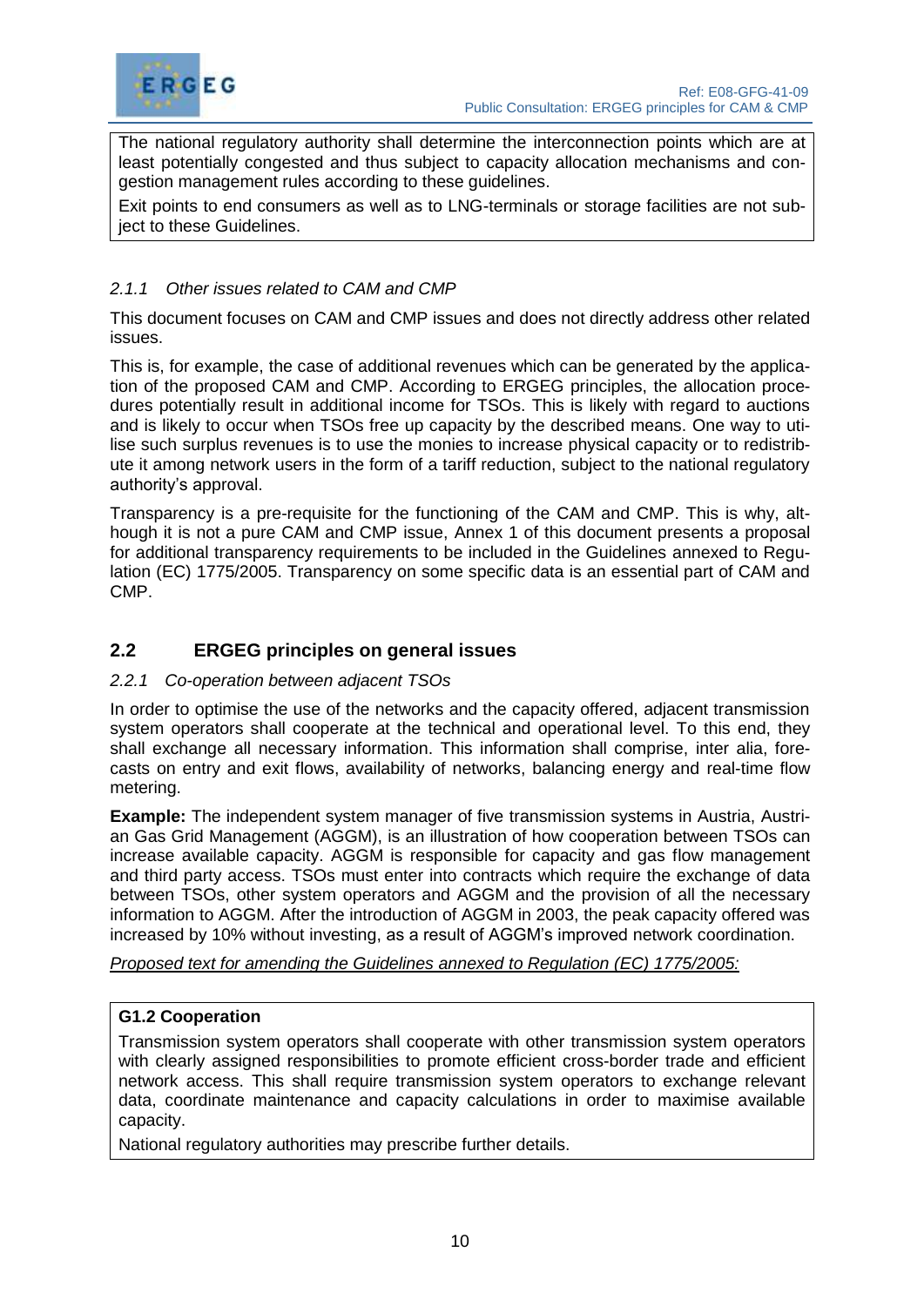The national regulatory authority shall determine the interconnection points which are at least potentially congested and thus subject to capacity allocation mechanisms and congestion management rules according to these guidelines.

Exit points to end consumers as well as to LNG-terminals or storage facilities are not subject to these Guidelines.

### *2.1.1 Other issues related to CAM and CMP*

This document focuses on CAM and CMP issues and does not directly address other related issues.

This is, for example, the case of additional revenues which can be generated by the application of the proposed CAM and CMP. According to ERGEG principles, the allocation procedures potentially result in additional income for TSOs. This is likely with regard to auctions and is likely to occur when TSOs free up capacity by the described means. One way to utilise such surplus revenues is to use the monies to increase physical capacity or to redistribute it among network users in the form of a tariff reduction, subject to the national regulatory authority's approval.

Transparency is a pre-requisite for the functioning of the CAM and CMP. This is why, although it is not a pure CAM and CMP issue, Annex 1 of this document presents a proposal for additional transparency requirements to be included in the Guidelines annexed to Regulation (EC) 1775/2005. Transparency on some specific data is an essential part of CAM and CMP.

## 2.2 ERGEG principles on general issues

### *2.2.1 Co-operation between adjacent TSOs*

In order to optimise the use of the networks and the capacity offered, adjacent transmission system operators shall cooperate at the technical and operational level. To this end, they shall exchange all necessary information. This information shall comprise, inter alia, forecasts on entry and exit flows, availability of networks, balancing energy and real-time flow metering.

**Example:** The independent system manager of five transmission systems in Austria, Austrian Gas Grid Management (AGGM), is an illustration of how cooperation between TSOs can increase available capacity. AGGM is responsible for capacity and gas flow management and third party access. TSOs must enter into contracts which require the exchange of data between TSOs, other system operators and AGGM and the provision of all the necessary information to AGGM. After the introduction of AGGM in 2003, the peak capacity offered was increased by 10% without investing, as a result of AGGM's improved network coordination.

*Proposed text for amending the Guidelines annexed to Regulation (EC) 1775/2005:*

**G1.2 Cooperation**

Transmission system operators shall cooperate with other transmission system operators with clearly assigned responsibilities to promote efficient cross-border trade and efficient network access. This shall require transmission system operators to exchange relevant data, coordinate maintenance and capacity calculations in order to maximise available capacity.

National regulatory authorities may prescribe further details.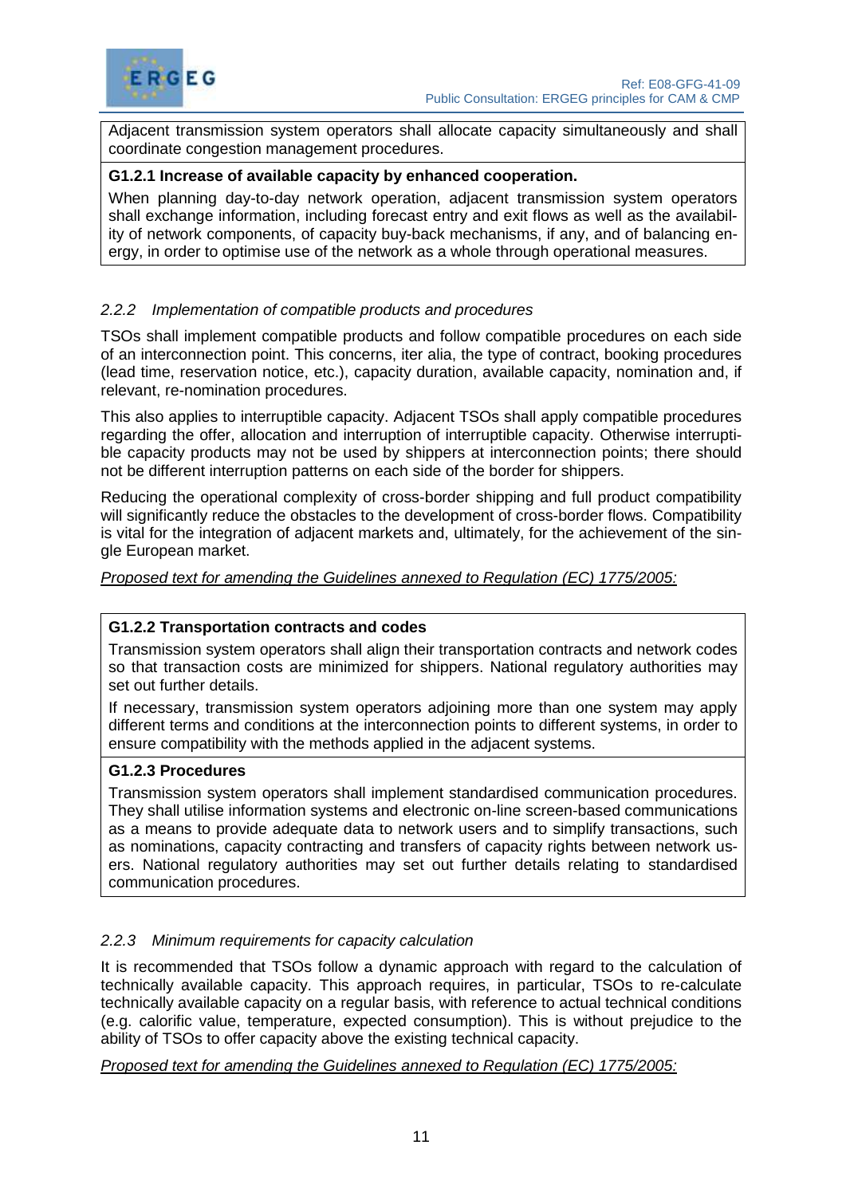Adjacent transmission system operators shall allocate capacity simultaneously and shall coordinate congestion management procedures.

**G1.2.1 Increase of available capacity by enhanced cooperation.**

When planning day-to-day network operation, adjacent transmission system operators shall exchange information, including forecast entry and exit flows as well as the availability of network components, of capacity buy-back mechanisms, if any, and of balancing energy, in order to optimise use of the network as a whole through operational measures.

### *2.2.2 Implementation of compatible products and procedures*

TSOs shall implement compatible products and follow compatible procedures on each side of an interconnection point. This concerns, iter alia, the type of contract, booking procedures (lead time, reservation notice, etc.), capacity duration, available capacity, nomination and, if relevant, re-nomination procedures.

This also applies to interruptible capacity. Adjacent TSOs shall apply compatible procedures regarding the offer, allocation and interruption of interruptible capacity. Otherwise interruptible capacity products may not be used by shippers at interconnection points; there should not be different interruption patterns on each side of the border for shippers.

Reducing the operational complexity of cross-border shipping and full product compatibility will significantly reduce the obstacles to the development of cross-border flows. Compatibility is vital for the integration of adjacent markets and, ultimately, for the achievement of the single European market.

*Proposed text for amending the Guidelines annexed to Regulation (EC) 1775/2005:*

**G1.2.2 Transportation contracts and codes**

Transmission system operators shall align their transportation contracts and network codes so that transaction costs are minimized for shippers. National regulatory authorities may set out further details.

If necessary, transmission system operators adjoining more than one system may apply different terms and conditions at the interconnection points to different systems, in order to ensure compatibility with the methods applied in the adjacent systems.

**G1.2.3 Procedures**

Transmission system operators shall implement standardised communication procedures. They shall utilise information systems and electronic on-line screen-based communications as a means to provide adequate data to network users and to simplify transactions, such as nominations, capacity contracting and transfers of capacity rights between network users. National regulatory authorities may set out further details relating to standardised communication procedures.

### *2.2.3 Minimum requirements for capacity calculation*

It is recommended that TSOs follow a dynamic approach with regard to the calculation of technically available capacity. This approach requires, in particular, TSOs to re-calculate technically available capacity on a regular basis, with reference to actual technical conditions (e.g. calorific value, temperature, expected consumption). This is without prejudice to the ability of TSOs to offer capacity above the existing technical capacity.

*Proposed text for amending the Guidelines annexed to Regulation (EC) 1775/2005:*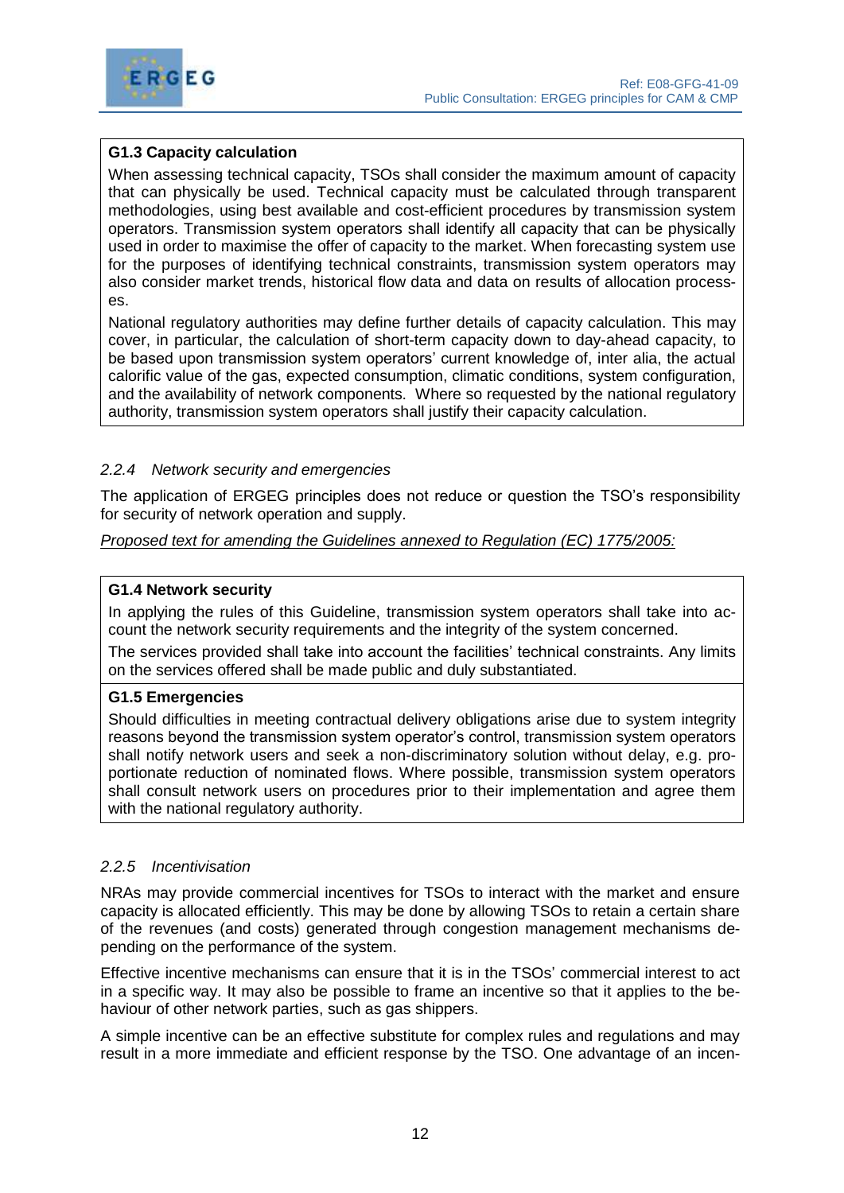**G1.3 Capacity calculation**

When assessing technical capacity, TSOs shall consider the maximum amount of capacity that can physically be used. Technical capacity must be calculated through transparent methodologies, using best available and cost-efficient procedures by transmission system operators. Transmission system operators shall identify all capacity that can be physically used in order to maximise the offer of capacity to the market. When forecasting system use for the purposes of identifying technical constraints, transmission system operators may also consider market trends, historical flow data and data on results of allocation processes.

National regulatory authorities may define further details of capacity calculation. This may cover, in particular, the calculation of short-term capacity down to day-ahead capacity, to be based upon transmission system operators' current knowledge of, inter alia, the actual calorific value of the gas, expected consumption, climatic conditions, system configuration, and the availability of network components. Where so requested by the national regulatory authority, transmission system operators shall justify their capacity calculation.

### *2.2.4 Network security and emergencies*

The application of ERGEG principles does not reduce or question the TSO's responsibility for security of network operation and supply.

*Proposed text for amending the Guidelines annexed to Regulation (EC) 1775/2005:*

**G1.4 Network security**

In applying the rules of this Guideline, transmission system operators shall take into account the network security requirements and the integrity of the system concerned.

The services provided shall take into account the facilities' technical constraints. Any limits on the services offered shall be made public and duly substantiated.

**G1.5 Emergencies**

Should difficulties in meeting contractual delivery obligations arise due to system integrity reasons beyond the transmission system operator's control, transmission system operators shall notify network users and seek a non-discriminatory solution without delay, e.g. proportionate reduction of nominated flows. Where possible, transmission system operators shall consult network users on procedures prior to their implementation and agree them with the national regulatory authority.

### *2.2.5 Incentivisation*

NRAs may provide commercial incentives for TSOs to interact with the market and ensure capacity is allocated efficiently. This may be done by allowing TSOs to retain a certain share of the revenues (and costs) generated through congestion management mechanisms depending on the performance of the system.

Effective incentive mechanisms can ensure that it is in the TSOs' commercial interest to act in a specific way. It may also be possible to frame an incentive so that it applies to the behaviour of other network parties, such as gas shippers.

A simple incentive can be an effective substitute for complex rules and regulations and may result in a more immediate and efficient response by the TSO. One advantage of an incen-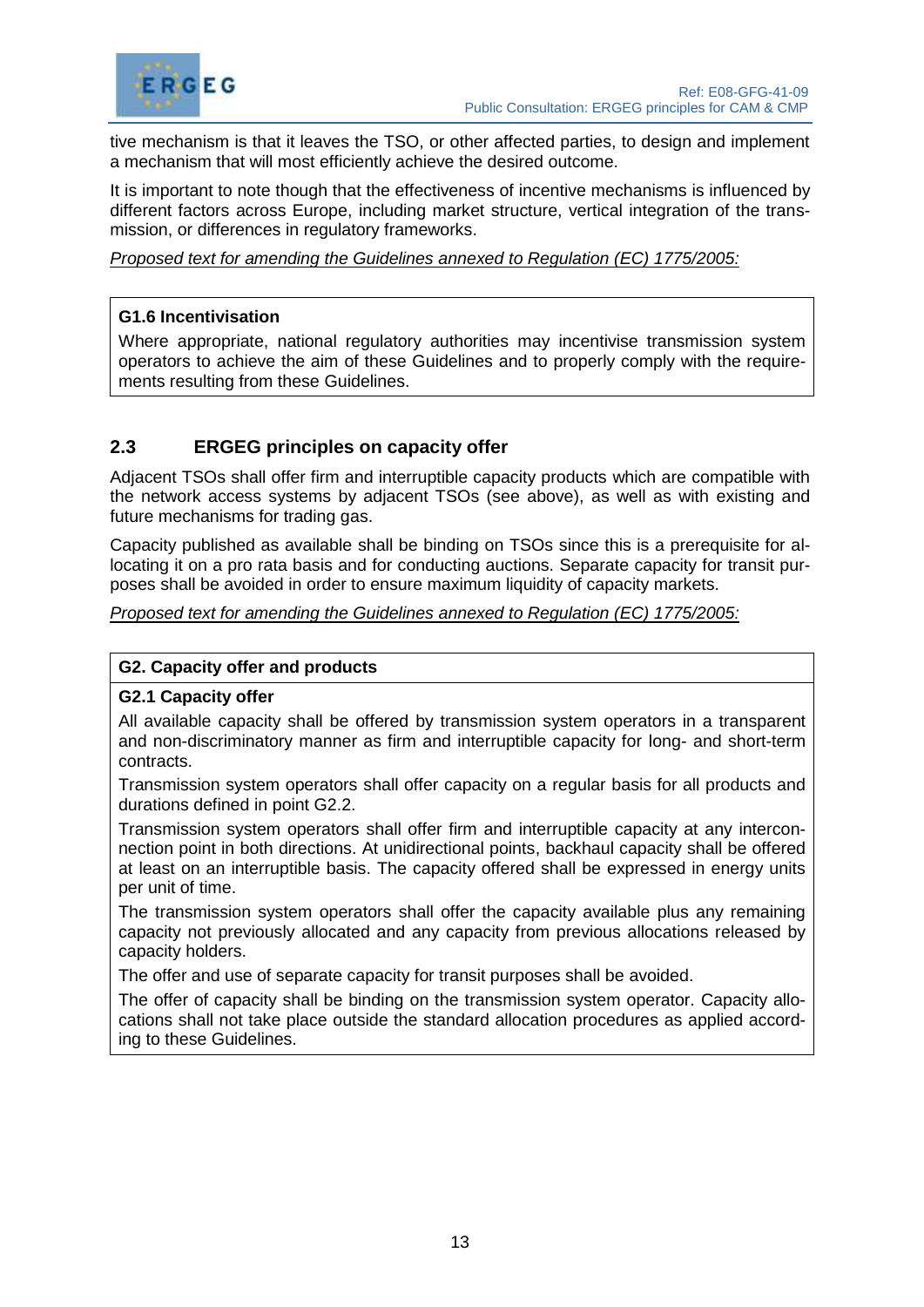tive mechanism is that it leaves the TSO, or other affected parties, to design and implement a mechanism that will most efficiently achieve the desired outcome.

It is important to note though that the effectiveness of incentive mechanisms is influenced by different factors across Europe, including market structure, vertical integration of the transmission, or differences in regulatory frameworks.

*Proposed text for amending the Guidelines annexed to Regulation (EC) 1775/2005:*

> **G1.6 Incentivisation**
>
> Where appropriate, national regulatory authorities may incentivise transmission system operators to achieve the aim of these Guidelines and to properly comply with the requirements resulting from these Guidelines.

## 2.3 ERGEG principles on capacity offer

Adjacent TSOs shall offer firm and interruptible capacity products which are compatible with the network access systems by adjacent TSOs (see above), as well as with existing and future mechanisms for trading gas.

Capacity published as available shall be binding on TSOs since this is a prerequisite for allocating it on a pro rata basis and for conducting auctions. Separate capacity for transit purposes shall be avoided in order to ensure maximum liquidity of capacity markets.

*Proposed text for amending the Guidelines annexed to Regulation (EC) 1775/2005:*

> **G2. Capacity offer and products**
>
> **G2.1 Capacity offer**
>
> All available capacity shall be offered by transmission system operators in a transparent and non-discriminatory manner as firm and interruptible capacity for long- and short-term contracts.
>
> Transmission system operators shall offer capacity on a regular basis for all products and durations defined in point G2.2.
>
> Transmission system operators shall offer firm and interruptible capacity at any interconnection point in both directions. At unidirectional points, backhaul capacity shall be offered at least on an interruptible basis. The capacity offered shall be expressed in energy units per unit of time.
>
> The transmission system operators shall offer the capacity available plus any remaining capacity not previously allocated and any capacity from previous allocations released by capacity holders.
>
> The offer and use of separate capacity for transit purposes shall be avoided.
>
> The offer of capacity shall be binding on the transmission system operator. Capacity allocations shall not take place outside the standard allocation procedures as applied according to these Guidelines.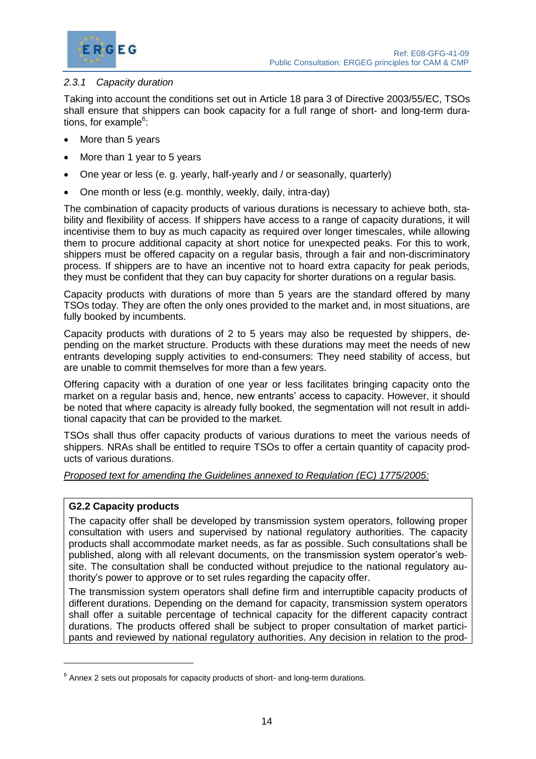### *2.3.1 Capacity duration*

Taking into account the conditions set out in Article 18 para 3 of Directive 2003/55/EC, TSOs shall ensure that shippers can book capacity for a full range of short- and long-term durations, for example[6]:

- More than 5 years
- More than 1 year to 5 years
- One year or less (e. g. yearly, half-yearly and / or seasonally, quarterly)
- One month or less (e.g. monthly, weekly, daily, intra-day)

The combination of capacity products of various durations is necessary to achieve both, stability and flexibility of access. If shippers have access to a range of capacity durations, it will incentivise them to buy as much capacity as required over longer timescales, while allowing them to procure additional capacity at short notice for unexpected peaks. For this to work, shippers must be offered capacity on a regular basis, through a fair and non-discriminatory process. If shippers are to have an incentive not to hoard extra capacity for peak periods, they must be confident that they can buy capacity for shorter durations on a regular basis.

Capacity products with durations of more than 5 years are the standard offered by many TSOs today. They are often the only ones provided to the market and, in most situations, are fully booked by incumbents.

Capacity products with durations of 2 to 5 years may also be requested by shippers, depending on the market structure. Products with these durations may meet the needs of new entrants developing supply activities to end-consumers: They need stability of access, but are unable to commit themselves for more than a few years.

Offering capacity with a duration of one year or less facilitates bringing capacity onto the market on a regular basis and, hence, new entrants' access to capacity. However, it should be noted that where capacity is already fully booked, the segmentation will not result in additional capacity that can be provided to the market.

TSOs shall thus offer capacity products of various durations to meet the various needs of shippers. NRAs shall be entitled to require TSOs to offer a certain quantity of capacity products of various durations.

*Proposed text for amending the Guidelines annexed to Regulation (EC) 1775/2005:*

**G2.2 Capacity products**

The capacity offer shall be developed by transmission system operators, following proper consultation with users and supervised by national regulatory authorities. The capacity products shall accommodate market needs, as far as possible. Such consultations shall be published, along with all relevant documents, on the transmission system operator's website. The consultation shall be conducted without prejudice to the national regulatory authority's power to approve or to set rules regarding the capacity offer.

The transmission system operators shall define firm and interruptible capacity products of different durations. Depending on the demand for capacity, transmission system operators shall offer a suitable percentage of technical capacity for the different capacity contract durations. The products offered shall be subject to proper consultation of market participants and reviewed by national regulatory authorities. Any decision in relation to the prod-

[6] Annex 2 sets out proposals for capacity products of short- and long-term durations.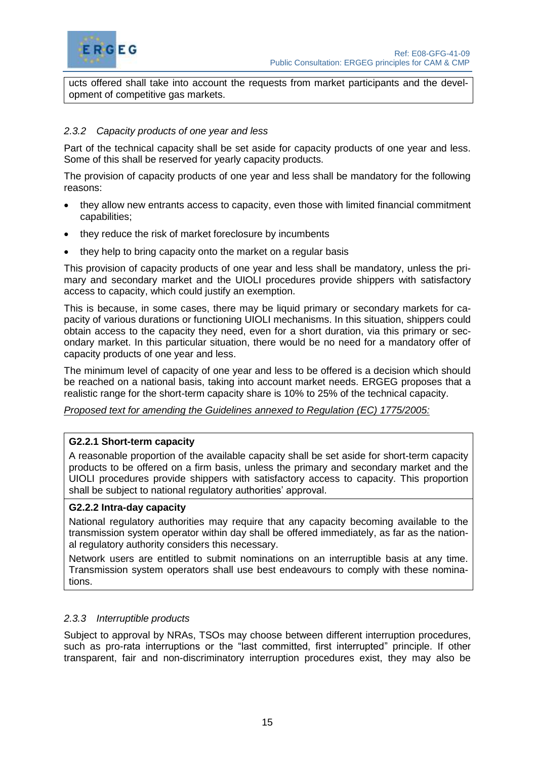ucts offered shall take into account the requests from market participants and the development of competitive gas markets.

### *2.3.2 Capacity products of one year and less*

Part of the technical capacity shall be set aside for capacity products of one year and less. Some of this shall be reserved for yearly capacity products.

The provision of capacity products of one year and less shall be mandatory for the following reasons:

- they allow new entrants access to capacity, even those with limited financial commitment capabilities;
- they reduce the risk of market foreclosure by incumbents
- they help to bring capacity onto the market on a regular basis

This provision of capacity products of one year and less shall be mandatory, unless the primary and secondary market and the UIOLI procedures provide shippers with satisfactory access to capacity, which could justify an exemption.

This is because, in some cases, there may be liquid primary or secondary markets for capacity of various durations or functioning UIOLI mechanisms. In this situation, shippers could obtain access to the capacity they need, even for a short duration, via this primary or secondary market. In this particular situation, there would be no need for a mandatory offer of capacity products of one year and less.

The minimum level of capacity of one year and less to be offered is a decision which should be reached on a national basis, taking into account market needs. ERGEG proposes that a realistic range for the short-term capacity share is 10% to 25% of the technical capacity.

*Proposed text for amending the Guidelines annexed to Regulation (EC) 1775/2005:*

**G2.2.1 Short-term capacity**

A reasonable proportion of the available capacity shall be set aside for short-term capacity products to be offered on a firm basis, unless the primary and secondary market and the UIOLI procedures provide shippers with satisfactory access to capacity. This proportion shall be subject to national regulatory authorities' approval.

**G2.2.2 Intra-day capacity**

National regulatory authorities may require that any capacity becoming available to the transmission system operator within day shall be offered immediately, as far as the national regulatory authority considers this necessary.

Network users are entitled to submit nominations on an interruptible basis at any time. Transmission system operators shall use best endeavours to comply with these nominations.

### *2.3.3 Interruptible products*

Subject to approval by NRAs, TSOs may choose between different interruption procedures, such as pro-rata interruptions or the "last committed, first interrupted" principle. If other transparent, fair and non-discriminatory interruption procedures exist, they may also be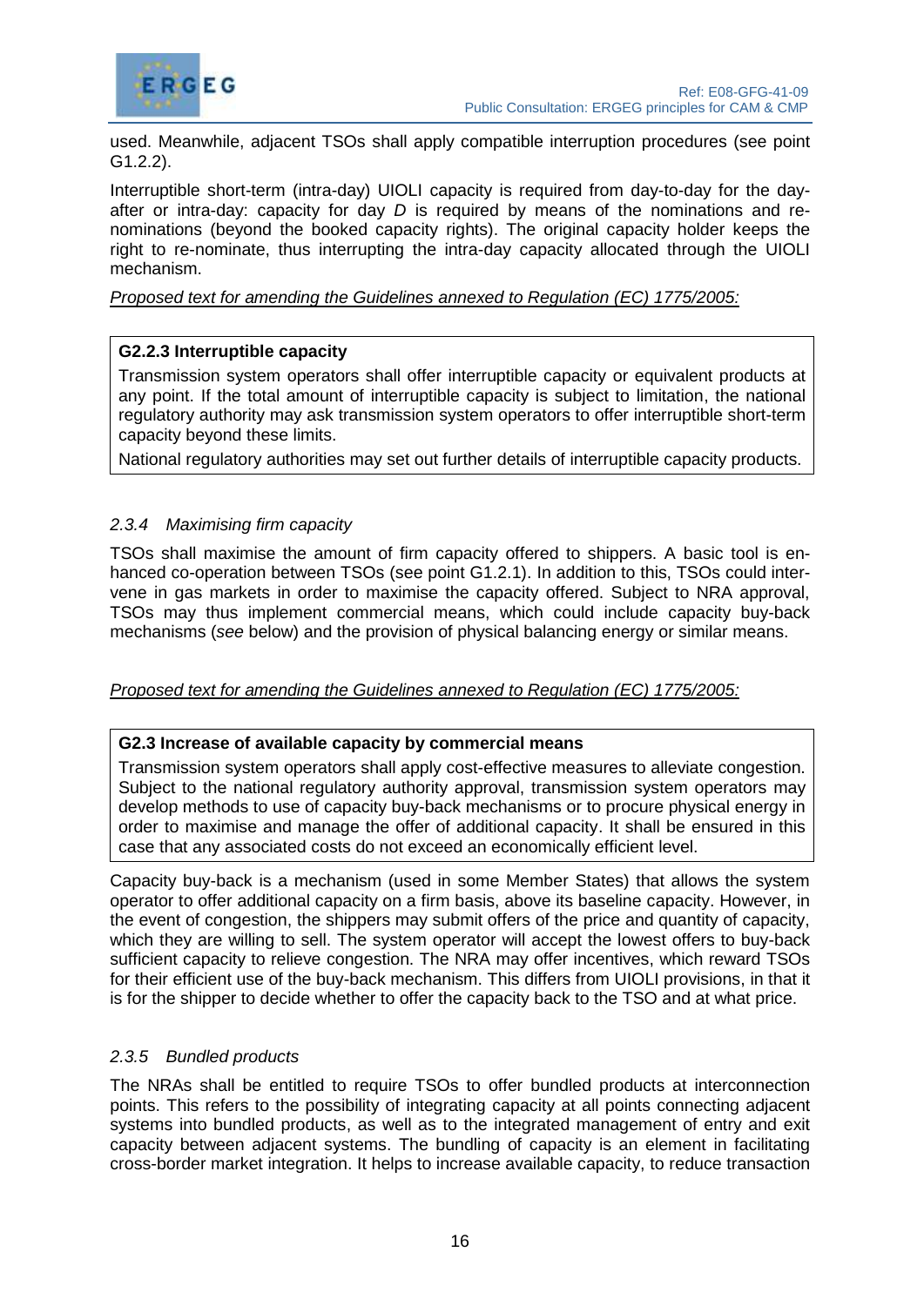used. Meanwhile, adjacent TSOs shall apply compatible interruption procedures (see point G1.2.2).

Interruptible short-term (intra-day) UIOLI capacity is required from day-to-day for the day-after or intra-day: capacity for day *D* is required by means of the nominations and re-nominations (beyond the booked capacity rights). The original capacity holder keeps the right to re-nominate, thus interrupting the intra-day capacity allocated through the UIOLI mechanism.

<u>*Proposed text for amending the Guidelines annexed to Regulation (EC) 1775/2005:*</u>

> **G2.2.3 Interruptible capacity**
>
> Transmission system operators shall offer interruptible capacity or equivalent products at any point. If the total amount of interruptible capacity is subject to limitation, the national regulatory authority may ask transmission system operators to offer interruptible short-term capacity beyond these limits.
>
> National regulatory authorities may set out further details of interruptible capacity products.

### *2.3.4 Maximising firm capacity*

TSOs shall maximise the amount of firm capacity offered to shippers. A basic tool is enhanced co-operation between TSOs (see point G1.2.1). In addition to this, TSOs could intervene in gas markets in order to maximise the capacity offered. Subject to NRA approval, TSOs may thus implement commercial means, which could include capacity buy-back mechanisms (*see* below) and the provision of physical balancing energy or similar means.

<u>*Proposed text for amending the Guidelines annexed to Regulation (EC) 1775/2005:*</u>

> **G2.3 Increase of available capacity by commercial means**
>
> Transmission system operators shall apply cost-effective measures to alleviate congestion. Subject to the national regulatory authority approval, transmission system operators may develop methods to use of capacity buy-back mechanisms or to procure physical energy in order to maximise and manage the offer of additional capacity. It shall be ensured in this case that any associated costs do not exceed an economically efficient level.

Capacity buy-back is a mechanism (used in some Member States) that allows the system operator to offer additional capacity on a firm basis, above its baseline capacity. However, in the event of congestion, the shippers may submit offers of the price and quantity of capacity, which they are willing to sell. The system operator will accept the lowest offers to buy-back sufficient capacity to relieve congestion. The NRA may offer incentives, which reward TSOs for their efficient use of the buy-back mechanism. This differs from UIOLI provisions, in that it is for the shipper to decide whether to offer the capacity back to the TSO and at what price.

### *2.3.5 Bundled products*

The NRAs shall be entitled to require TSOs to offer bundled products at interconnection points. This refers to the possibility of integrating capacity at all points connecting adjacent systems into bundled products, as well as to the integrated management of entry and exit capacity between adjacent systems. The bundling of capacity is an element in facilitating cross-border market integration. It helps to increase available capacity, to reduce transaction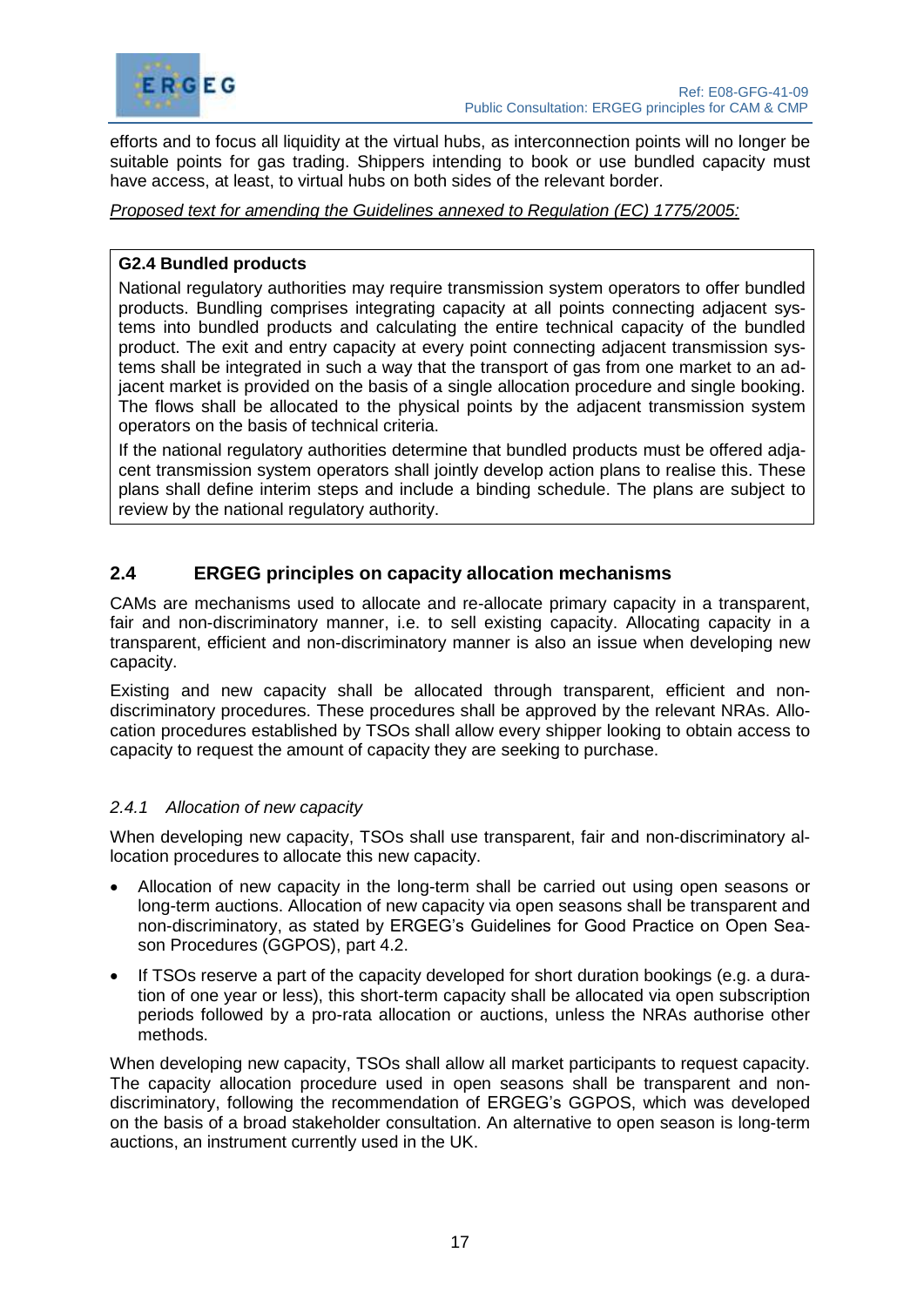efforts and to focus all liquidity at the virtual hubs, as interconnection points will no longer be suitable points for gas trading. Shippers intending to book or use bundled capacity must have access, at least, to virtual hubs on both sides of the relevant border.

*Proposed text for amending the Guidelines annexed to Regulation (EC) 1775/2005:*

> **G2.4 Bundled products**
>
> National regulatory authorities may require transmission system operators to offer bundled products. Bundling comprises integrating capacity at all points connecting adjacent systems into bundled products and calculating the entire technical capacity of the bundled product. The exit and entry capacity at every point connecting adjacent transmission systems shall be integrated in such a way that the transport of gas from one market to an adjacent market is provided on the basis of a single allocation procedure and single booking. The flows shall be allocated to the physical points by the adjacent transmission system operators on the basis of technical criteria.
>
> If the national regulatory authorities determine that bundled products must be offered adjacent transmission system operators shall jointly develop action plans to realise this. These plans shall define interim steps and include a binding schedule. The plans are subject to review by the national regulatory authority.

## 2.4 ERGEG principles on capacity allocation mechanisms

CAMs are mechanisms used to allocate and re-allocate primary capacity in a transparent, fair and non-discriminatory manner, i.e. to sell existing capacity. Allocating capacity in a transparent, efficient and non-discriminatory manner is also an issue when developing new capacity.

Existing and new capacity shall be allocated through transparent, efficient and non-discriminatory procedures. These procedures shall be approved by the relevant NRAs. Allocation procedures established by TSOs shall allow every shipper looking to obtain access to capacity to request the amount of capacity they are seeking to purchase.

### *2.4.1 Allocation of new capacity*

When developing new capacity, TSOs shall use transparent, fair and non-discriminatory allocation procedures to allocate this new capacity.

- Allocation of new capacity in the long-term shall be carried out using open seasons or long-term auctions. Allocation of new capacity via open seasons shall be transparent and non-discriminatory, as stated by ERGEG's Guidelines for Good Practice on Open Season Procedures (GGPOS), part 4.2.
- If TSOs reserve a part of the capacity developed for short duration bookings (e.g. a duration of one year or less), this short-term capacity shall be allocated via open subscription periods followed by a pro-rata allocation or auctions, unless the NRAs authorise other methods.

When developing new capacity, TSOs shall allow all market participants to request capacity. The capacity allocation procedure used in open seasons shall be transparent and non-discriminatory, following the recommendation of ERGEG's GGPOS, which was developed on the basis of a broad stakeholder consultation. An alternative to open season is long-term auctions, an instrument currently used in the UK.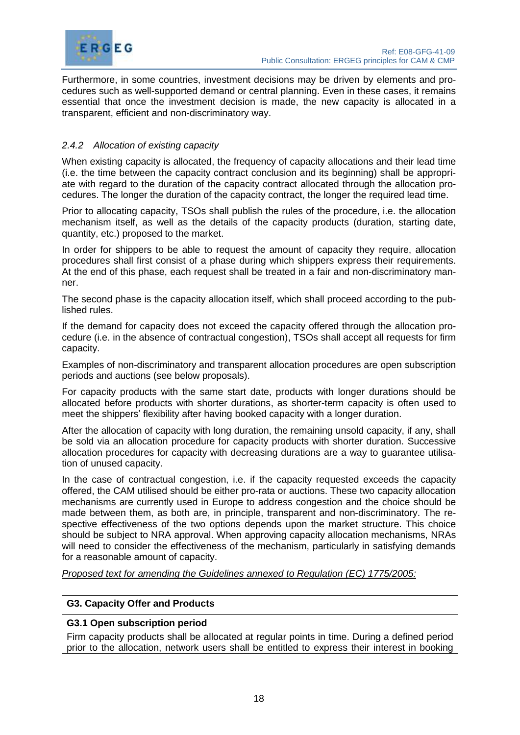Furthermore, in some countries, investment decisions may be driven by elements and procedures such as well-supported demand or central planning. Even in these cases, it remains essential that once the investment decision is made, the new capacity is allocated in a transparent, efficient and non-discriminatory way.

### *2.4.2 Allocation of existing capacity*

When existing capacity is allocated, the frequency of capacity allocations and their lead time (i.e. the time between the capacity contract conclusion and its beginning) shall be appropriate with regard to the duration of the capacity contract allocated through the allocation procedures. The longer the duration of the capacity contract, the longer the required lead time.

Prior to allocating capacity, TSOs shall publish the rules of the procedure, i.e. the allocation mechanism itself, as well as the details of the capacity products (duration, starting date, quantity, etc.) proposed to the market.

In order for shippers to be able to request the amount of capacity they require, allocation procedures shall first consist of a phase during which shippers express their requirements. At the end of this phase, each request shall be treated in a fair and non-discriminatory manner.

The second phase is the capacity allocation itself, which shall proceed according to the published rules.

If the demand for capacity does not exceed the capacity offered through the allocation procedure (i.e. in the absence of contractual congestion), TSOs shall accept all requests for firm capacity.

Examples of non-discriminatory and transparent allocation procedures are open subscription periods and auctions (see below proposals).

For capacity products with the same start date, products with longer durations should be allocated before products with shorter durations, as shorter-term capacity is often used to meet the shippers' flexibility after having booked capacity with a longer duration.

After the allocation of capacity with long duration, the remaining unsold capacity, if any, shall be sold via an allocation procedure for capacity products with shorter duration. Successive allocation procedures for capacity with decreasing durations are a way to guarantee utilisation of unused capacity.

In the case of contractual congestion, i.e. if the capacity requested exceeds the capacity offered, the CAM utilised should be either pro-rata or auctions. These two capacity allocation mechanisms are currently used in Europe to address congestion and the choice should be made between them, as both are, in principle, transparent and non-discriminatory. The respective effectiveness of the two options depends upon the market structure. This choice should be subject to NRA approval. When approving capacity allocation mechanisms, NRAs will need to consider the effectiveness of the mechanism, particularly in satisfying demands for a reasonable amount of capacity.

Proposed text for amending the Guidelines annexed to Regulation (EC) 1775/2005:

**G3. Capacity Offer and Products**

**G3.1 Open subscription period**

Firm capacity products shall be allocated at regular points in time. During a defined period prior to the allocation, network users shall be entitled to express their interest in booking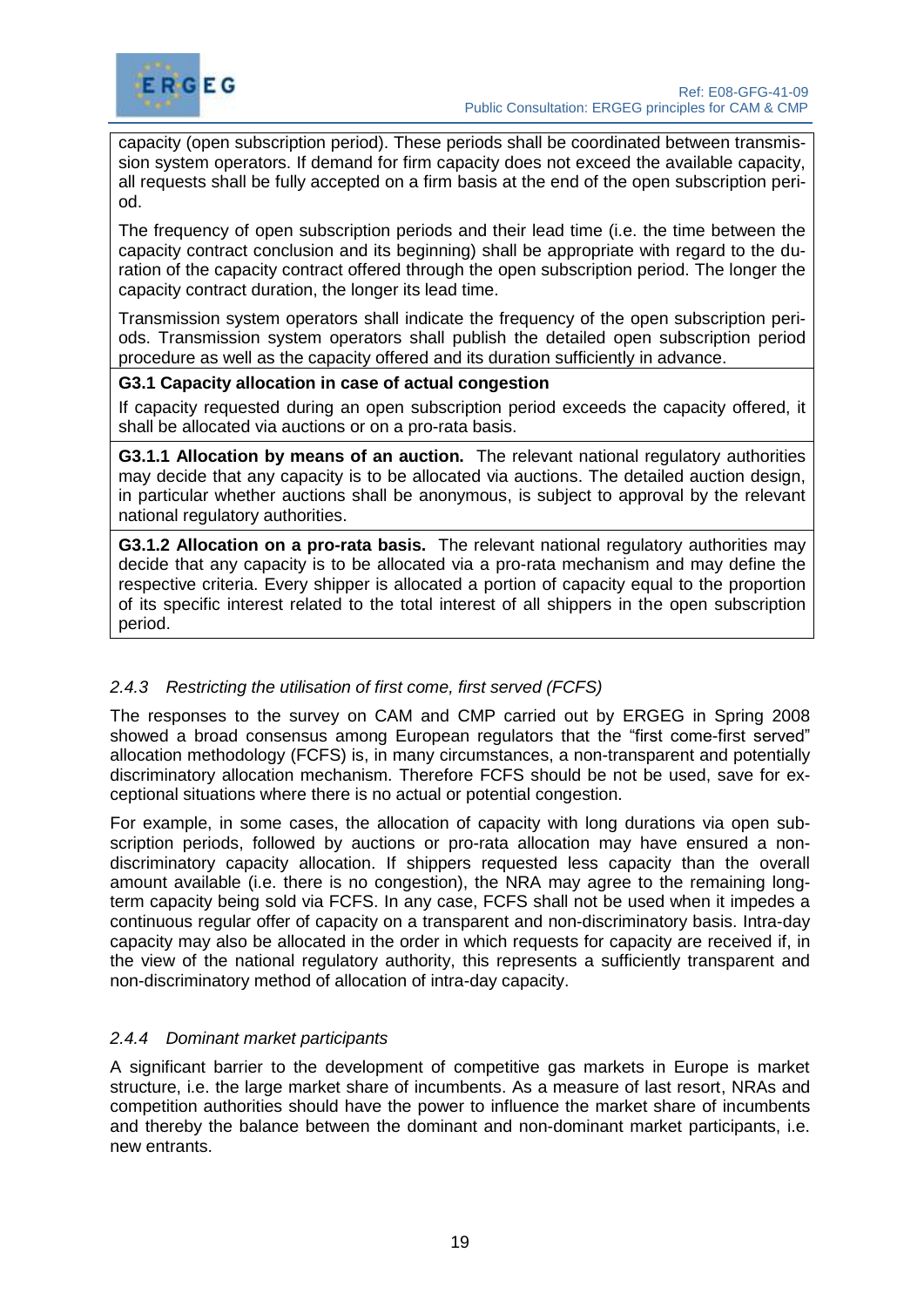capacity (open subscription period). These periods shall be coordinated between transmission system operators. If demand for firm capacity does not exceed the available capacity, all requests shall be fully accepted on a firm basis at the end of the open subscription period.

The frequency of open subscription periods and their lead time (i.e. the time between the capacity contract conclusion and its beginning) shall be appropriate with regard to the duration of the capacity contract offered through the open subscription period. The longer the capacity contract duration, the longer its lead time.

Transmission system operators shall indicate the frequency of the open subscription periods. Transmission system operators shall publish the detailed open subscription period procedure as well as the capacity offered and its duration sufficiently in advance.

**G3.1 Capacity allocation in case of actual congestion**

If capacity requested during an open subscription period exceeds the capacity offered, it shall be allocated via auctions or on a pro-rata basis.

**G3.1.1 Allocation by means of an auction.** The relevant national regulatory authorities may decide that any capacity is to be allocated via auctions. The detailed auction design, in particular whether auctions shall be anonymous, is subject to approval by the relevant national regulatory authorities.

**G3.1.2 Allocation on a pro-rata basis.** The relevant national regulatory authorities may decide that any capacity is to be allocated via a pro-rata mechanism and may define the respective criteria. Every shipper is allocated a portion of capacity equal to the proportion of its specific interest related to the total interest of all shippers in the open subscription period.

### *2.4.3 Restricting the utilisation of first come, first served (FCFS)*

The responses to the survey on CAM and CMP carried out by ERGEG in Spring 2008 showed a broad consensus among European regulators that the "first come-first served" allocation methodology (FCFS) is, in many circumstances, a non-transparent and potentially discriminatory allocation mechanism. Therefore FCFS should be not be used, save for exceptional situations where there is no actual or potential congestion.

For example, in some cases, the allocation of capacity with long durations via open subscription periods, followed by auctions or pro-rata allocation may have ensured a non-discriminatory capacity allocation. If shippers requested less capacity than the overall amount available (i.e. there is no congestion), the NRA may agree to the remaining long-term capacity being sold via FCFS. In any case, FCFS shall not be used when it impedes a continuous regular offer of capacity on a transparent and non-discriminatory basis. Intra-day capacity may also be allocated in the order in which requests for capacity are received if, in the view of the national regulatory authority, this represents a sufficiently transparent and non-discriminatory method of allocation of intra-day capacity.

### *2.4.4 Dominant market participants*

A significant barrier to the development of competitive gas markets in Europe is market structure, i.e. the large market share of incumbents. As a measure of last resort, NRAs and competition authorities should have the power to influence the market share of incumbents and thereby the balance between the dominant and non-dominant market participants, i.e. new entrants.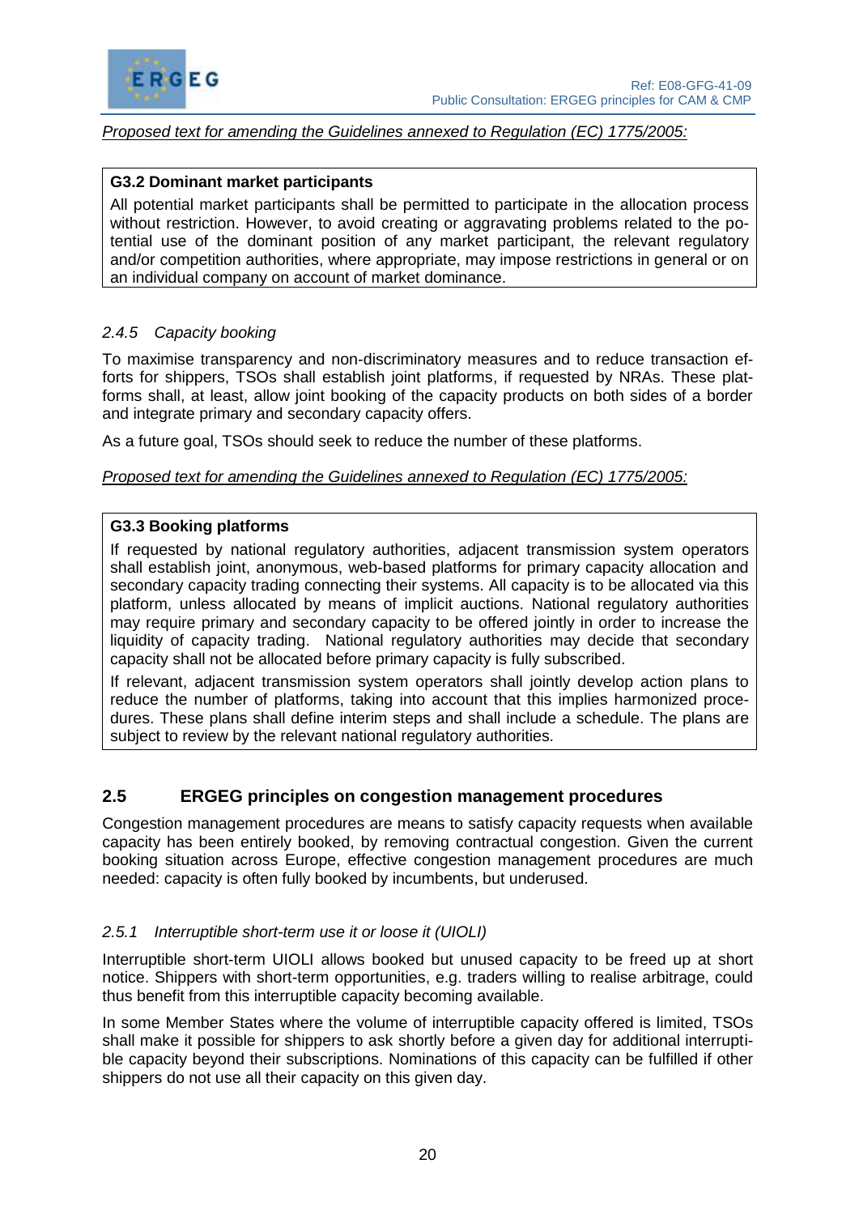*Proposed text for amending the Guidelines annexed to Regulation (EC) 1775/2005:*

> **G3.2 Dominant market participants**
>
> All potential market participants shall be permitted to participate in the allocation process without restriction. However, to avoid creating or aggravating problems related to the potential use of the dominant position of any market participant, the relevant regulatory and/or competition authorities, where appropriate, may impose restrictions in general or on an individual company on account of market dominance.

#### *2.4.5 Capacity booking*

To maximise transparency and non-discriminatory measures and to reduce transaction efforts for shippers, TSOs shall establish joint platforms, if requested by NRAs. These platforms shall, at least, allow joint booking of the capacity products on both sides of a border and integrate primary and secondary capacity offers.

As a future goal, TSOs should seek to reduce the number of these platforms.

*Proposed text for amending the Guidelines annexed to Regulation (EC) 1775/2005:*

> **G3.3 Booking platforms**
>
> If requested by national regulatory authorities, adjacent transmission system operators shall establish joint, anonymous, web-based platforms for primary capacity allocation and secondary capacity trading connecting their systems. All capacity is to be allocated via this platform, unless allocated by means of implicit auctions. National regulatory authorities may require primary and secondary capacity to be offered jointly in order to increase the liquidity of capacity trading. National regulatory authorities may decide that secondary capacity shall not be allocated before primary capacity is fully subscribed.
>
> If relevant, adjacent transmission system operators shall jointly develop action plans to reduce the number of platforms, taking into account that this implies harmonized procedures. These plans shall define interim steps and shall include a schedule. The plans are subject to review by the relevant national regulatory authorities.

### 2.5 ERGEG principles on congestion management procedures

Congestion management procedures are means to satisfy capacity requests when available capacity has been entirely booked, by removing contractual congestion. Given the current booking situation across Europe, effective congestion management procedures are much needed: capacity is often fully booked by incumbents, but underused.

#### *2.5.1 Interruptible short-term use it or loose it (UIOLI)*

Interruptible short-term UIOLI allows booked but unused capacity to be freed up at short notice. Shippers with short-term opportunities, e.g. traders willing to realise arbitrage, could thus benefit from this interruptible capacity becoming available.

In some Member States where the volume of interruptible capacity offered is limited, TSOs shall make it possible for shippers to ask shortly before a given day for additional interruptible capacity beyond their subscriptions. Nominations of this capacity can be fulfilled if other shippers do not use all their capacity on this given day.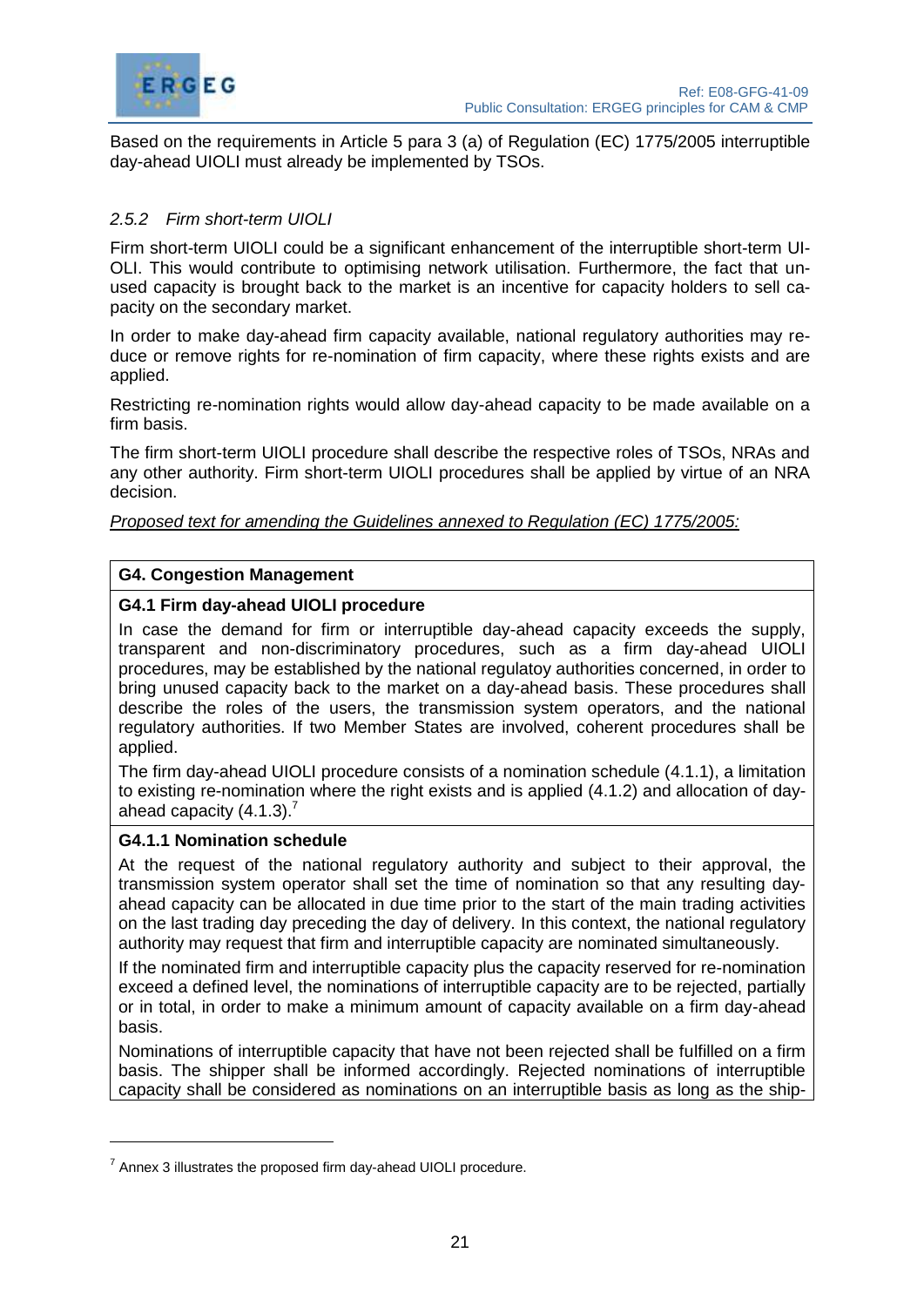Based on the requirements in Article 5 para 3 (a) of Regulation (EC) 1775/2005 interruptible day-ahead UIOLI must already be implemented by TSOs.

### *2.5.2 Firm short-term UIOLI*

Firm short-term UIOLI could be a significant enhancement of the interruptible short-term UIOLI. This would contribute to optimising network utilisation. Furthermore, the fact that unused capacity is brought back to the market is an incentive for capacity holders to sell capacity on the secondary market.

In order to make day-ahead firm capacity available, national regulatory authorities may reduce or remove rights for re-nomination of firm capacity, where these rights exists and are applied.

Restricting re-nomination rights would allow day-ahead capacity to be made available on a firm basis.

The firm short-term UIOLI procedure shall describe the respective roles of TSOs, NRAs and any other authority. Firm short-term UIOLI procedures shall be applied by virtue of an NRA decision.

*Proposed text for amending the Guidelines annexed to Regulation (EC) 1775/2005:*

**G4. Congestion Management**

**G4.1 Firm day-ahead UIOLI procedure**

In case the demand for firm or interruptible day-ahead capacity exceeds the supply, transparent and non-discriminatory procedures, such as a firm day-ahead UIOLI procedures, may be established by the national regulatoy authorities concerned, in order to bring unused capacity back to the market on a day-ahead basis. These procedures shall describe the roles of the users, the transmission system operators, and the national regulatory authorities. If two Member States are involved, coherent procedures shall be applied.

The firm day-ahead UIOLI procedure consists of a nomination schedule (4.1.1), a limitation to existing re-nomination where the right exists and is applied (4.1.2) and allocation of day-ahead capacity (4.1.3).[7]

**G4.1.1 Nomination schedule**

At the request of the national regulatory authority and subject to their approval, the transmission system operator shall set the time of nomination so that any resulting day-ahead capacity can be allocated in due time prior to the start of the main trading activities on the last trading day preceding the day of delivery. In this context, the national regulatory authority may request that firm and interruptible capacity are nominated simultaneously.

If the nominated firm and interruptible capacity plus the capacity reserved for re-nomination exceed a defined level, the nominations of interruptible capacity are to be rejected, partially or in total, in order to make a minimum amount of capacity available on a firm day-ahead basis.

Nominations of interruptible capacity that have not been rejected shall be fulfilled on a firm basis. The shipper shall be informed accordingly. Rejected nominations of interruptible capacity shall be considered as nominations on an interruptible basis as long as the ship-

---

[7] Annex 3 illustrates the proposed firm day-ahead UIOLI procedure.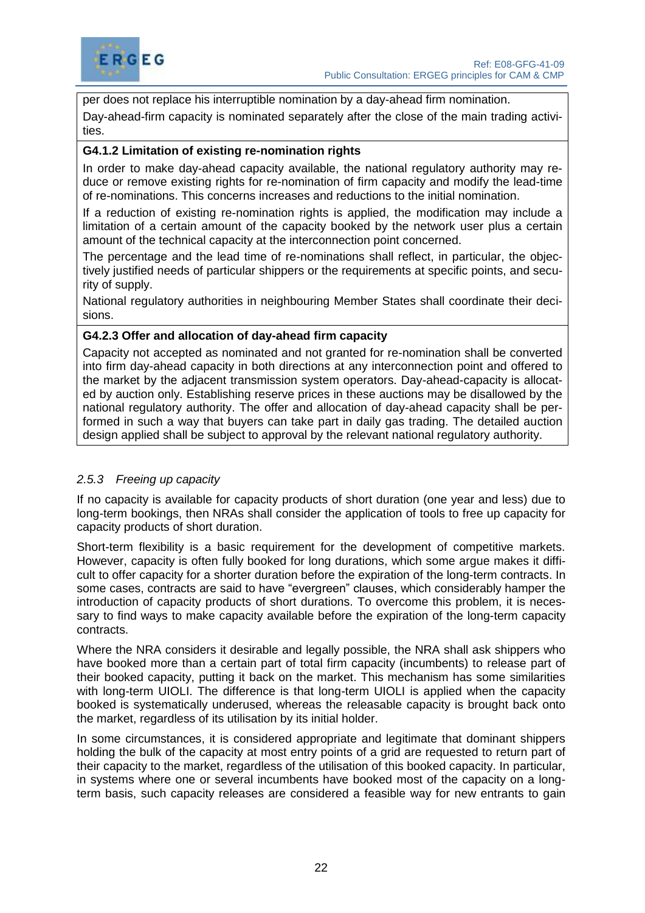per does not replace his interruptible nomination by a day-ahead firm nomination.

Day-ahead-firm capacity is nominated separately after the close of the main trading activities.

**G4.1.2 Limitation of existing re-nomination rights**

In order to make day-ahead capacity available, the national regulatory authority may reduce or remove existing rights for re-nomination of firm capacity and modify the lead-time of re-nominations. This concerns increases and reductions to the initial nomination.

If a reduction of existing re-nomination rights is applied, the modification may include a limitation of a certain amount of the capacity booked by the network user plus a certain amount of the technical capacity at the interconnection point concerned.

The percentage and the lead time of re-nominations shall reflect, in particular, the objectively justified needs of particular shippers or the requirements at specific points, and security of supply.

National regulatory authorities in neighbouring Member States shall coordinate their decisions.

**G4.2.3 Offer and allocation of day-ahead firm capacity**

Capacity not accepted as nominated and not granted for re-nomination shall be converted into firm day-ahead capacity in both directions at any interconnection point and offered to the market by the adjacent transmission system operators. Day-ahead-capacity is allocated by auction only. Establishing reserve prices in these auctions may be disallowed by the national regulatory authority. The offer and allocation of day-ahead capacity shall be performed in such a way that buyers can take part in daily gas trading. The detailed auction design applied shall be subject to approval by the relevant national regulatory authority.

### *2.5.3 Freeing up capacity*

If no capacity is available for capacity products of short duration (one year and less) due to long-term bookings, then NRAs shall consider the application of tools to free up capacity for capacity products of short duration.

Short-term flexibility is a basic requirement for the development of competitive markets. However, capacity is often fully booked for long durations, which some argue makes it difficult to offer capacity for a shorter duration before the expiration of the long-term contracts. In some cases, contracts are said to have "evergreen" clauses, which considerably hamper the introduction of capacity products of short durations. To overcome this problem, it is necessary to find ways to make capacity available before the expiration of the long-term capacity contracts.

Where the NRA considers it desirable and legally possible, the NRA shall ask shippers who have booked more than a certain part of total firm capacity (incumbents) to release part of their booked capacity, putting it back on the market. This mechanism has some similarities with long-term UIOLI. The difference is that long-term UIOLI is applied when the capacity booked is systematically underused, whereas the releasable capacity is brought back onto the market, regardless of its utilisation by its initial holder.

In some circumstances, it is considered appropriate and legitimate that dominant shippers holding the bulk of the capacity at most entry points of a grid are requested to return part of their capacity to the market, regardless of the utilisation of this booked capacity. In particular, in systems where one or several incumbents have booked most of the capacity on a long-term basis, such capacity releases are considered a feasible way for new entrants to gain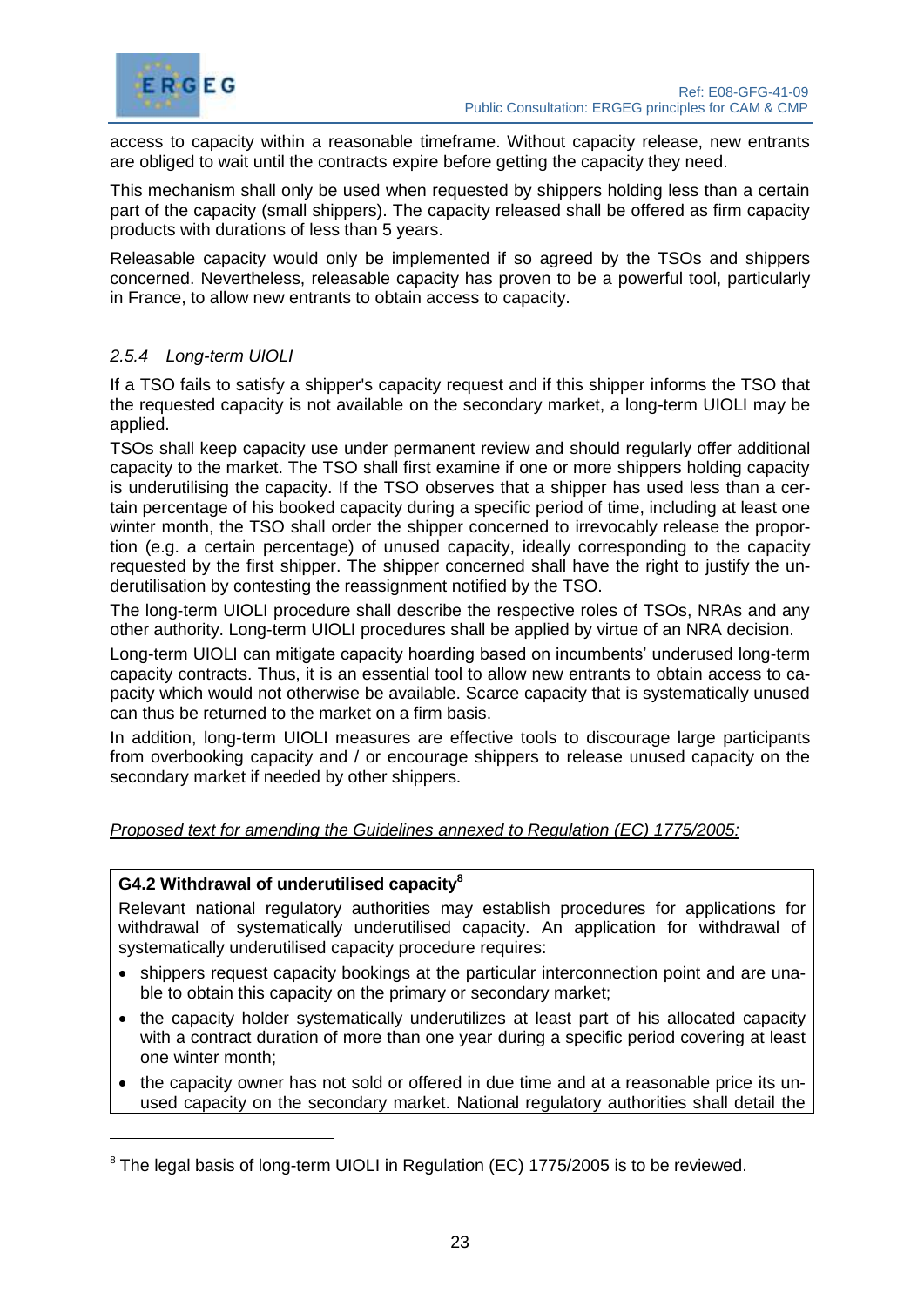access to capacity within a reasonable timeframe. Without capacity release, new entrants are obliged to wait until the contracts expire before getting the capacity they need.

This mechanism shall only be used when requested by shippers holding less than a certain part of the capacity (small shippers). The capacity released shall be offered as firm capacity products with durations of less than 5 years.

Releasable capacity would only be implemented if so agreed by the TSOs and shippers concerned. Nevertheless, releasable capacity has proven to be a powerful tool, particularly in France, to allow new entrants to obtain access to capacity.

### *2.5.4 Long-term UIOLI*

If a TSO fails to satisfy a shipper's capacity request and if this shipper informs the TSO that the requested capacity is not available on the secondary market, a long-term UIOLI may be applied.

TSOs shall keep capacity use under permanent review and should regularly offer additional capacity to the market. The TSO shall first examine if one or more shippers holding capacity is underutilising the capacity. If the TSO observes that a shipper has used less than a certain percentage of his booked capacity during a specific period of time, including at least one winter month, the TSO shall order the shipper concerned to irrevocably release the proportion (e.g. a certain percentage) of unused capacity, ideally corresponding to the capacity requested by the first shipper. The shipper concerned shall have the right to justify the underutilisation by contesting the reassignment notified by the TSO.

The long-term UIOLI procedure shall describe the respective roles of TSOs, NRAs and any other authority. Long-term UIOLI procedures shall be applied by virtue of an NRA decision.

Long-term UIOLI can mitigate capacity hoarding based on incumbents' underused long-term capacity contracts. Thus, it is an essential tool to allow new entrants to obtain access to capacity which would not otherwise be available. Scarce capacity that is systematically unused can thus be returned to the market on a firm basis.

In addition, long-term UIOLI measures are effective tools to discourage large participants from overbooking capacity and / or encourage shippers to release unused capacity on the secondary market if needed by other shippers.

*Proposed text for amending the Guidelines annexed to Regulation (EC) 1775/2005:*

**G4.2 Withdrawal of underutilised capacity**[8]

Relevant national regulatory authorities may establish procedures for applications for withdrawal of systematically underutilised capacity. An application for withdrawal of systematically underutilised capacity procedure requires:

- shippers request capacity bookings at the particular interconnection point and are unable to obtain this capacity on the primary or secondary market;
- the capacity holder systematically underutilizes at least part of his allocated capacity with a contract duration of more than one year during a specific period covering at least one winter month;
- the capacity owner has not sold or offered in due time and at a reasonable price its unused capacity on the secondary market. National regulatory authorities shall detail the

[8] The legal basis of long-term UIOLI in Regulation (EC) 1775/2005 is to be reviewed.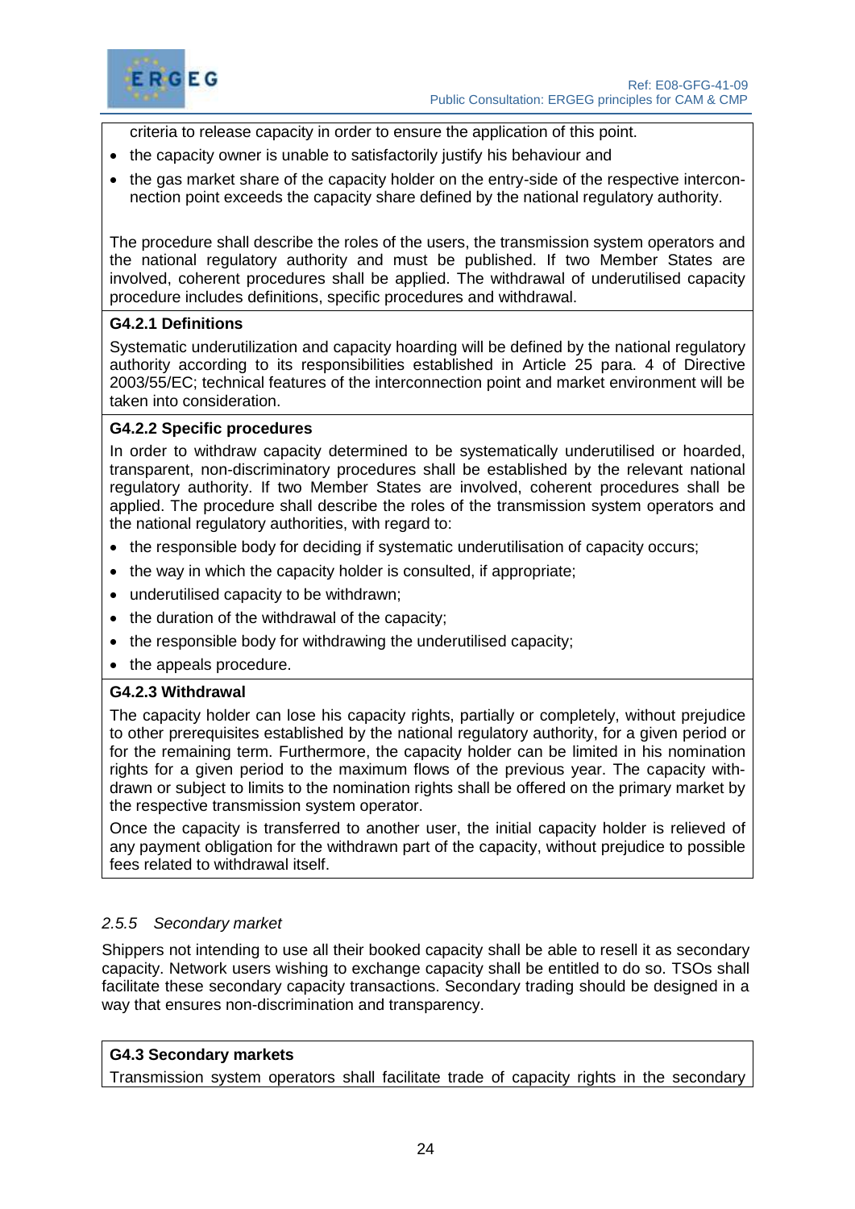criteria to release capacity in order to ensure the application of this point.

- the capacity owner is unable to satisfactorily justify his behaviour and
- the gas market share of the capacity holder on the entry-side of the respective interconnection point exceeds the capacity share defined by the national regulatory authority.

The procedure shall describe the roles of the users, the transmission system operators and the national regulatory authority and must be published. If two Member States are involved, coherent procedures shall be applied. The withdrawal of underutilised capacity procedure includes definitions, specific procedures and withdrawal.

**G4.2.1 Definitions**

Systematic underutilization and capacity hoarding will be defined by the national regulatory authority according to its responsibilities established in Article 25 para. 4 of Directive 2003/55/EC; technical features of the interconnection point and market environment will be taken into consideration.

**G4.2.2 Specific procedures**

In order to withdraw capacity determined to be systematically underutilised or hoarded, transparent, non-discriminatory procedures shall be established by the relevant national regulatory authority. If two Member States are involved, coherent procedures shall be applied. The procedure shall describe the roles of the transmission system operators and the national regulatory authorities, with regard to:

- the responsible body for deciding if systematic underutilisation of capacity occurs;
- the way in which the capacity holder is consulted, if appropriate;
- underutilised capacity to be withdrawn;
- the duration of the withdrawal of the capacity;
- the responsible body for withdrawing the underutilised capacity;
- the appeals procedure.

**G4.2.3 Withdrawal**

The capacity holder can lose his capacity rights, partially or completely, without prejudice to other prerequisites established by the national regulatory authority, for a given period or for the remaining term. Furthermore, the capacity holder can be limited in his nomination rights for a given period to the maximum flows of the previous year. The capacity withdrawn or subject to limits to the nomination rights shall be offered on the primary market by the respective transmission system operator.

Once the capacity is transferred to another user, the initial capacity holder is relieved of any payment obligation for the withdrawn part of the capacity, without prejudice to possible fees related to withdrawal itself.

### *2.5.5 Secondary market*

Shippers not intending to use all their booked capacity shall be able to resell it as secondary capacity. Network users wishing to exchange capacity shall be entitled to do so. TSOs shall facilitate these secondary capacity transactions. Secondary trading should be designed in a way that ensures non-discrimination and transparency.

**G4.3 Secondary markets**

Transmission system operators shall facilitate trade of capacity rights in the secondary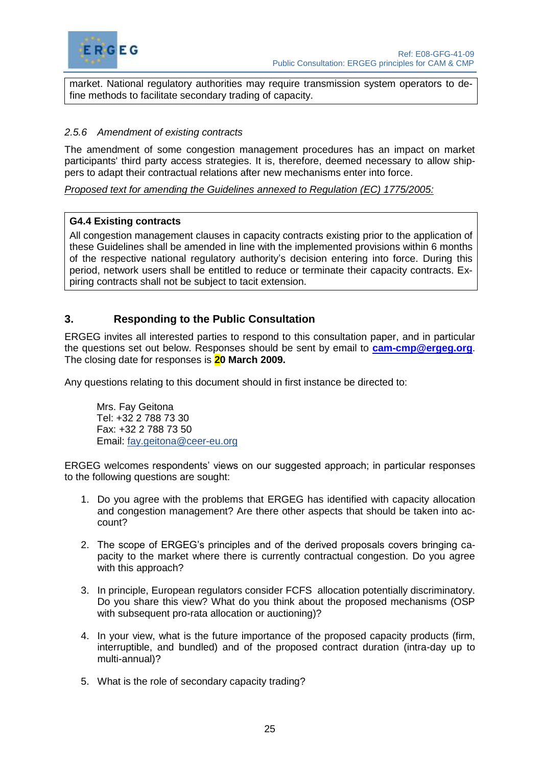market. National regulatory authorities may require transmission system operators to define methods to facilitate secondary trading of capacity.

#### *2.5.6 Amendment of existing contracts*

The amendment of some congestion management procedures has an impact on market participants' third party access strategies. It is, therefore, deemed necessary to allow shippers to adapt their contractual relations after new mechanisms enter into force.

*Proposed text for amending the Guidelines annexed to Regulation (EC) 1775/2005:*

> **G4.4 Existing contracts**
>
> All congestion management clauses in capacity contracts existing prior to the application of these Guidelines shall be amended in line with the implemented provisions within 6 months of the respective national regulatory authority's decision entering into force. During this period, network users shall be entitled to reduce or terminate their capacity contracts. Expiring contracts shall not be subject to tacit extension.

## 3. Responding to the Public Consultation

ERGEG invites all interested parties to respond to this consultation paper, and in particular the questions set out below. Responses should be sent by email to **cam-cmp@ergeg.org**. The closing date for responses is **20 March 2009.**

Any questions relating to this document should in first instance be directed to:

Mrs. Fay Geitona
Tel: +32 2 788 73 30
Fax: +32 2 788 73 50
Email: fay.geitona@ceer-eu.org

ERGEG welcomes respondents' views on our suggested approach; in particular responses to the following questions are sought:

1. Do you agree with the problems that ERGEG has identified with capacity allocation and congestion management? Are there other aspects that should be taken into account?

2. The scope of ERGEG's principles and of the derived proposals covers bringing capacity to the market where there is currently contractual congestion. Do you agree with this approach?

3. In principle, European regulators consider FCFS allocation potentially discriminatory. Do you share this view? What do you think about the proposed mechanisms (OSP with subsequent pro-rata allocation or auctioning)?

4. In your view, what is the future importance of the proposed capacity products (firm, interruptible, and bundled) and of the proposed contract duration (intra-day up to multi-annual)?

5. What is the role of secondary capacity trading?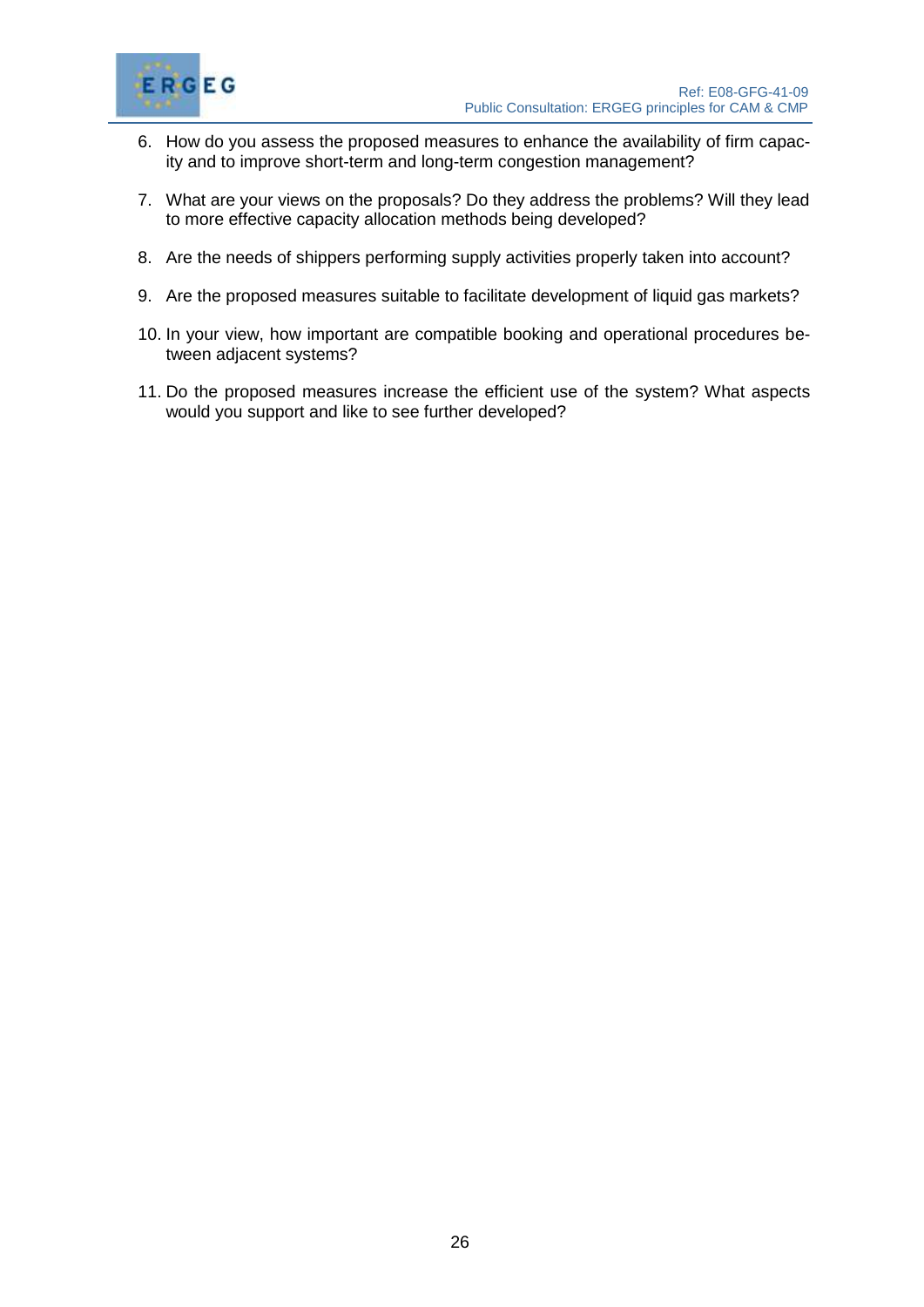6. How do you assess the proposed measures to enhance the availability of firm capacity and to improve short-term and long-term congestion management?

7. What are your views on the proposals? Do they address the problems? Will they lead to more effective capacity allocation methods being developed?

8. Are the needs of shippers performing supply activities properly taken into account?

9. Are the proposed measures suitable to facilitate development of liquid gas markets?

10. In your view, how important are compatible booking and operational procedures between adjacent systems?

11. Do the proposed measures increase the efficient use of the system? What aspects would you support and like to see further developed?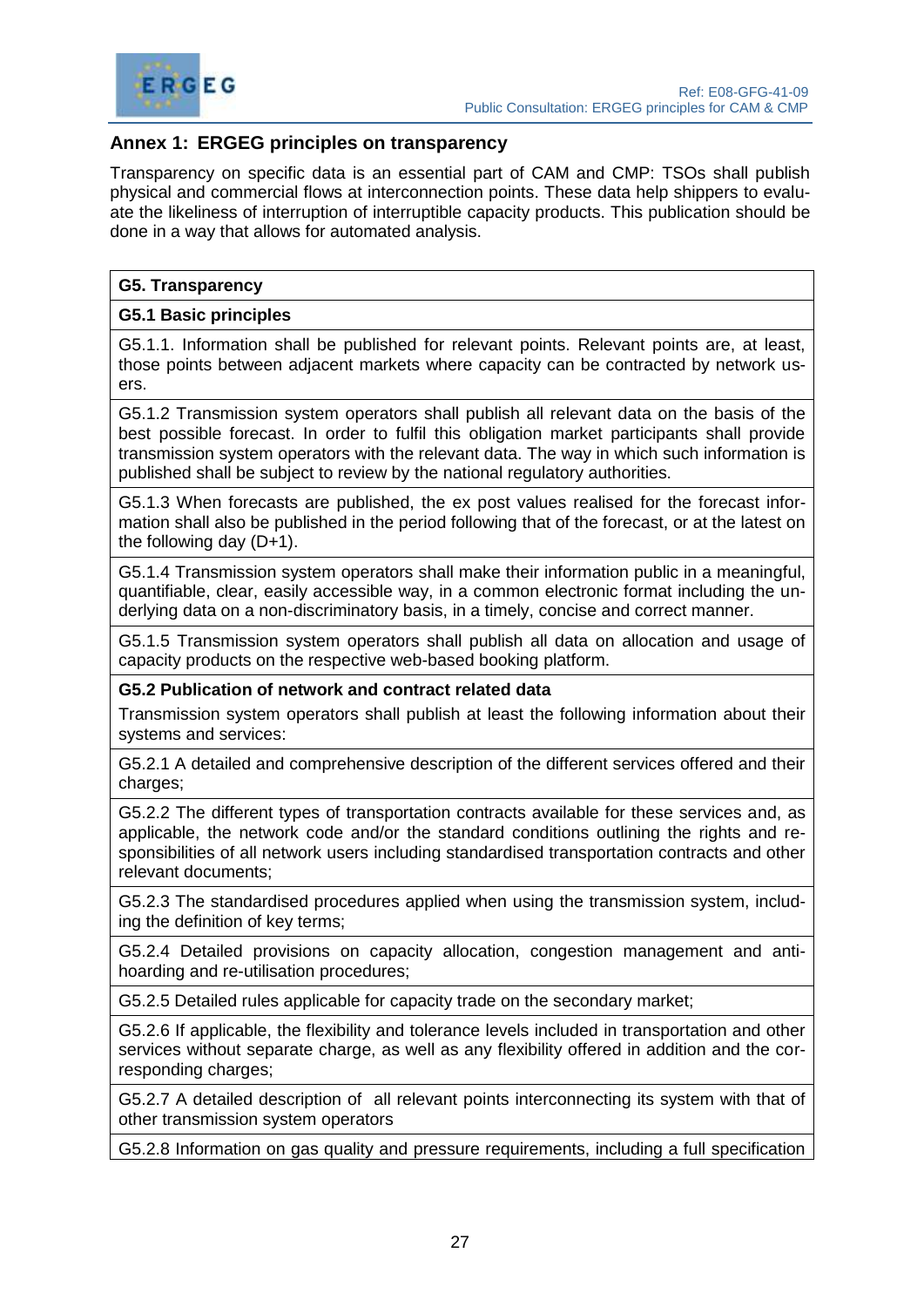## Annex 1: ERGEG principles on transparency

Transparency on specific data is an essential part of CAM and CMP: TSOs shall publish physical and commercial flows at interconnection points. These data help shippers to evaluate the likeliness of interruption of interruptible capacity products. This publication should be done in a way that allows for automated analysis.

| **G5. Transparency** |
|---|
| **G5.1 Basic principles** |
| G5.1.1. Information shall be published for relevant points. Relevant points are, at least, those points between adjacent markets where capacity can be contracted by network users. |
| G5.1.2 Transmission system operators shall publish all relevant data on the basis of the best possible forecast. In order to fulfil this obligation market participants shall provide transmission system operators with the relevant data. The way in which such information is published shall be subject to review by the national regulatory authorities. |
| G5.1.3 When forecasts are published, the ex post values realised for the forecast information shall also be published in the period following that of the forecast, or at the latest on the following day (D+1). |
| G5.1.4 Transmission system operators shall make their information public in a meaningful, quantifiable, clear, easily accessible way, in a common electronic format including the underlying data on a non-discriminatory basis, in a timely, concise and correct manner. |
| G5.1.5 Transmission system operators shall publish all data on allocation and usage of capacity products on the respective web-based booking platform. |
| **G5.2 Publication of network and contract related data** |
| Transmission system operators shall publish at least the following information about their systems and services: |
| G5.2.1 A detailed and comprehensive description of the different services offered and their charges; |
| G5.2.2 The different types of transportation contracts available for these services and, as applicable, the network code and/or the standard conditions outlining the rights and responsibilities of all network users including standardised transportation contracts and other relevant documents; |
| G5.2.3 The standardised procedures applied when using the transmission system, including the definition of key terms; |
| G5.2.4 Detailed provisions on capacity allocation, congestion management and anti-hoarding and re-utilisation procedures; |
| G5.2.5 Detailed rules applicable for capacity trade on the secondary market; |
| G5.2.6 If applicable, the flexibility and tolerance levels included in transportation and other services without separate charge, as well as any flexibility offered in addition and the corresponding charges; |
| G5.2.7 A detailed description of all relevant points interconnecting its system with that of other transmission system operators |
| G5.2.8 Information on gas quality and pressure requirements, including a full specification |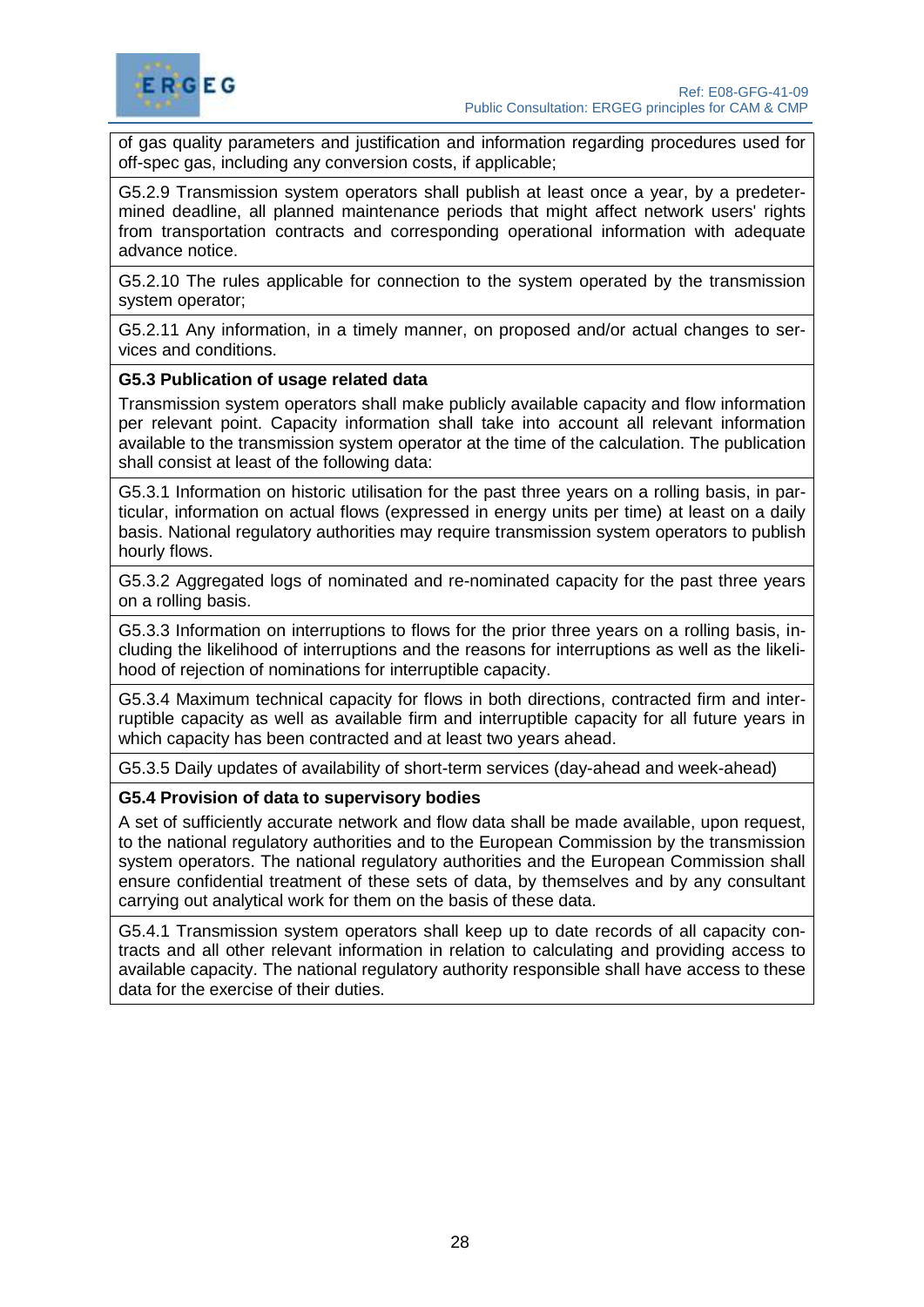of gas quality parameters and justification and information regarding procedures used for off-spec gas, including any conversion costs, if applicable;

G5.2.9 Transmission system operators shall publish at least once a year, by a predetermined deadline, all planned maintenance periods that might affect network users' rights from transportation contracts and corresponding operational information with adequate advance notice.

G5.2.10 The rules applicable for connection to the system operated by the transmission system operator;

G5.2.11 Any information, in a timely manner, on proposed and/or actual changes to services and conditions.

**G5.3 Publication of usage related data**

Transmission system operators shall make publicly available capacity and flow information per relevant point. Capacity information shall take into account all relevant information available to the transmission system operator at the time of the calculation. The publication shall consist at least of the following data:

G5.3.1 Information on historic utilisation for the past three years on a rolling basis, in particular, information on actual flows (expressed in energy units per time) at least on a daily basis. National regulatory authorities may require transmission system operators to publish hourly flows.

G5.3.2 Aggregated logs of nominated and re-nominated capacity for the past three years on a rolling basis.

G5.3.3 Information on interruptions to flows for the prior three years on a rolling basis, including the likelihood of interruptions and the reasons for interruptions as well as the likelihood of rejection of nominations for interruptible capacity.

G5.3.4 Maximum technical capacity for flows in both directions, contracted firm and interruptible capacity as well as available firm and interruptible capacity for all future years in which capacity has been contracted and at least two years ahead.

G5.3.5 Daily updates of availability of short-term services (day-ahead and week-ahead)

**G5.4 Provision of data to supervisory bodies**

A set of sufficiently accurate network and flow data shall be made available, upon request, to the national regulatory authorities and to the European Commission by the transmission system operators. The national regulatory authorities and the European Commission shall ensure confidential treatment of these sets of data, by themselves and by any consultant carrying out analytical work for them on the basis of these data.

G5.4.1 Transmission system operators shall keep up to date records of all capacity contracts and all other relevant information in relation to calculating and providing access to available capacity. The national regulatory authority responsible shall have access to these data for the exercise of their duties.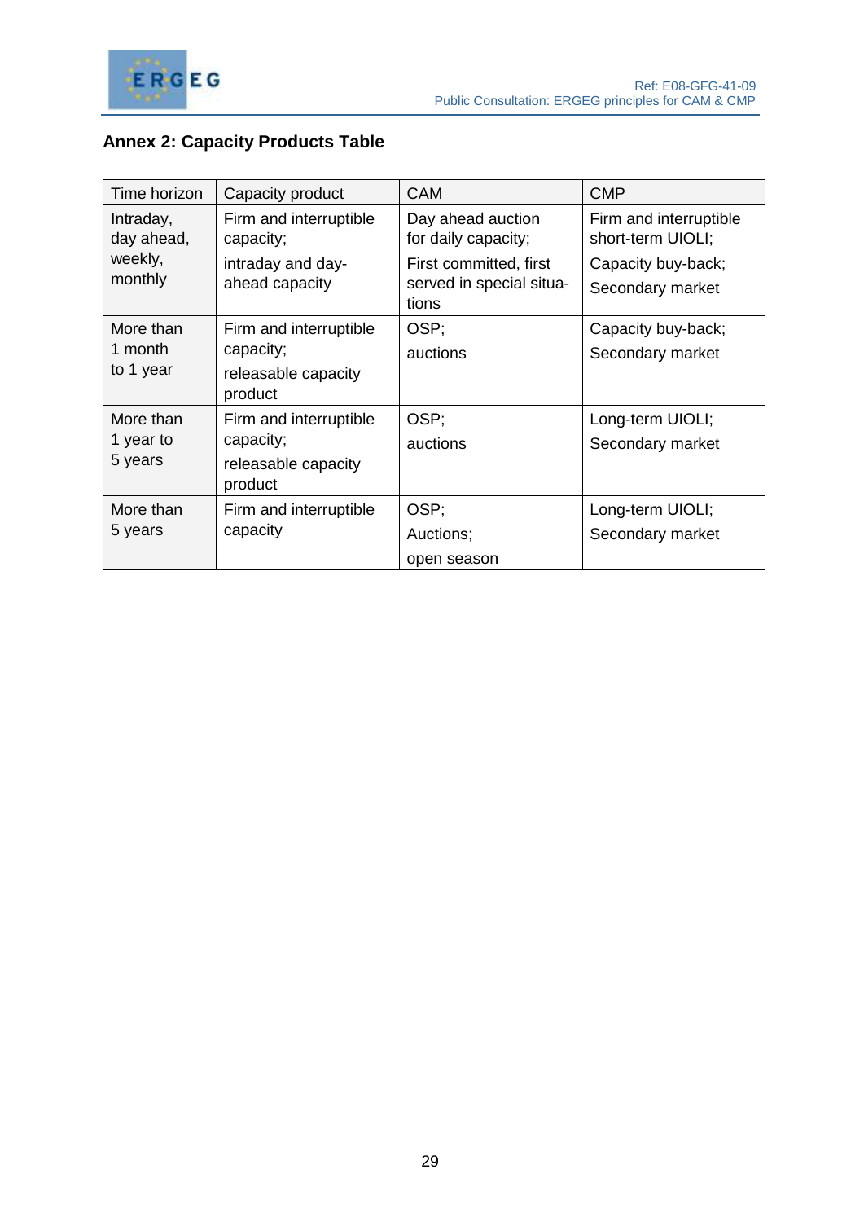## Annex 2: Capacity Products Table

| Time horizon | Capacity product | CAM | CMP |
|---|---|---|---|
| Intraday, day ahead, weekly, monthly | Firm and interruptible capacity; intraday and day-ahead capacity | Day ahead auction for daily capacity; First committed, first served in special situations | Firm and interruptible short-term UIOLI; Capacity buy-back; Secondary market |
| More than 1 month to 1 year | Firm and interruptible capacity; releasable capacity product | OSP; auctions | Capacity buy-back; Secondary market |
| More than 1 year to 5 years | Firm and interruptible capacity; releasable capacity product | OSP; auctions | Long-term UIOLI; Secondary market |
| More than 5 years | Firm and interruptible capacity | OSP; Auctions; open season | Long-term UIOLI; Secondary market |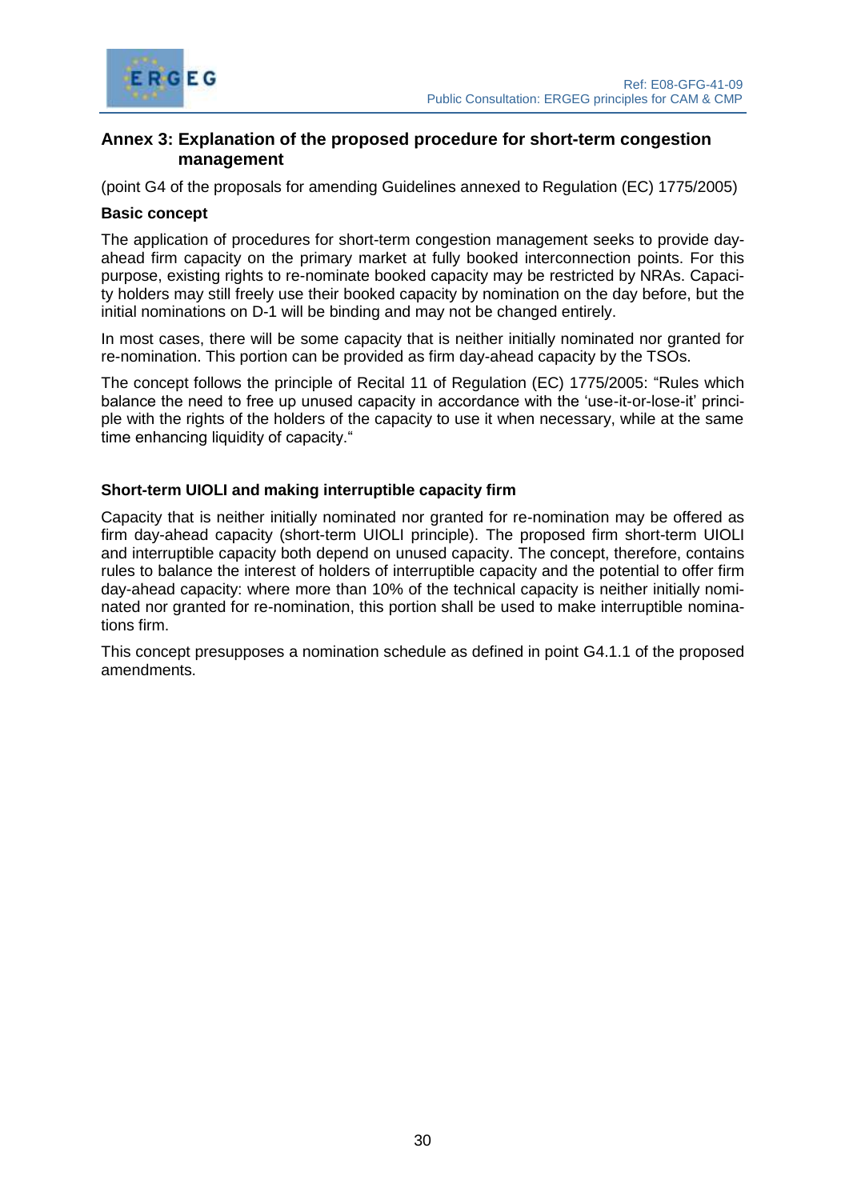## Annex 3: Explanation of the proposed procedure for short-term congestion management

(point G4 of the proposals for amending Guidelines annexed to Regulation (EC) 1775/2005)

**Basic concept**

The application of procedures for short-term congestion management seeks to provide day-ahead firm capacity on the primary market at fully booked interconnection points. For this purpose, existing rights to re-nominate booked capacity may be restricted by NRAs. Capacity holders may still freely use their booked capacity by nomination on the day before, but the initial nominations on D-1 will be binding and may not be changed entirely.

In most cases, there will be some capacity that is neither initially nominated nor granted for re-nomination. This portion can be provided as firm day-ahead capacity by the TSOs.

The concept follows the principle of Recital 11 of Regulation (EC) 1775/2005: "Rules which balance the need to free up unused capacity in accordance with the 'use-it-or-lose-it' principle with the rights of the holders of the capacity to use it when necessary, while at the same time enhancing liquidity of capacity."

**Short-term UIOLI and making interruptible capacity firm**

Capacity that is neither initially nominated nor granted for re-nomination may be offered as firm day-ahead capacity (short-term UIOLI principle). The proposed firm short-term UIOLI and interruptible capacity both depend on unused capacity. The concept, therefore, contains rules to balance the interest of holders of interruptible capacity and the potential to offer firm day-ahead capacity: where more than 10% of the technical capacity is neither initially nominated nor granted for re-nomination, this portion shall be used to make interruptible nominations firm.

This concept presupposes a nomination schedule as defined in point G4.1.1 of the proposed amendments.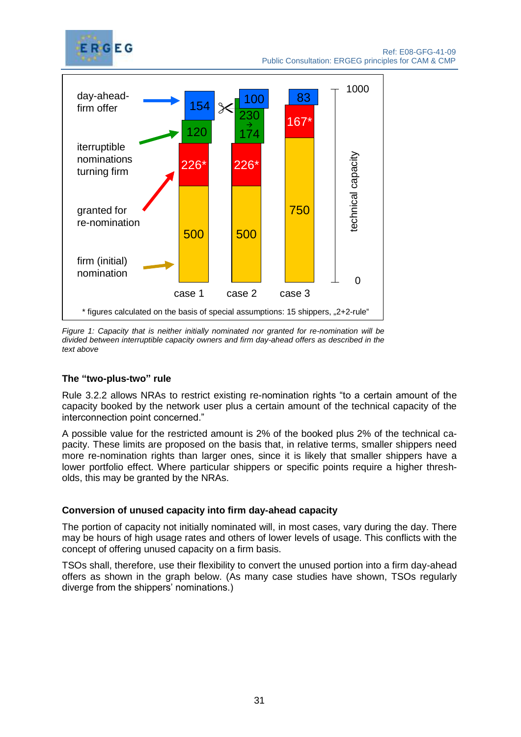*Figure 1: Capacity that is neither initially nominated nor granted for re-nomination will be divided between interruptible capacity owners and firm day-ahead offers as described in the text above*

### The "two-plus-two" rule

Rule 3.2.2 allows NRAs to restrict existing re-nomination rights "to a certain amount of the capacity booked by the network user plus a certain amount of the technical capacity of the interconnection point concerned."

A possible value for the restricted amount is 2% of the booked plus 2% of the technical capacity. These limits are proposed on the basis that, in relative terms, smaller shippers need more re-nomination rights than larger ones, since it is likely that smaller shippers have a lower portfolio effect. Where particular shippers or specific points require a higher thresholds, this may be granted by the NRAs.

### Conversion of unused capacity into firm day-ahead capacity

The portion of capacity not initially nominated will, in most cases, vary during the day. There may be hours of high usage rates and others of lower levels of usage. This conflicts with the concept of offering unused capacity on a firm basis.

TSOs shall, therefore, use their flexibility to convert the unused portion into a firm day-ahead offers as shown in the graph below. (As many case studies have shown, TSOs regularly diverge from the shippers' nominations.)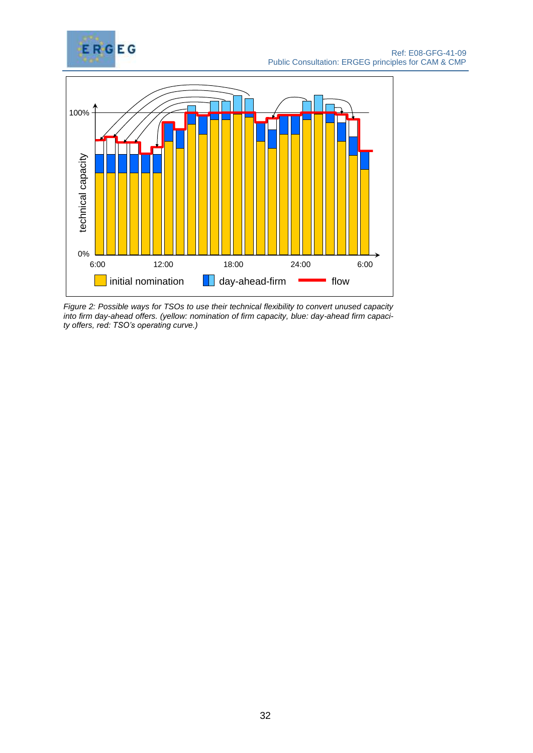100%

technical capacity

0%

6:00 12:00 18:00 24:00 6:00

initial nomination day-ahead-firm flow

*Figure 2: Possible ways for TSOs to use their technical flexibility to convert unused capacity into firm day-ahead offers. (yellow: nomination of firm capacity, blue: day-ahead firm capacity offers, red: TSO's operating curve.)*